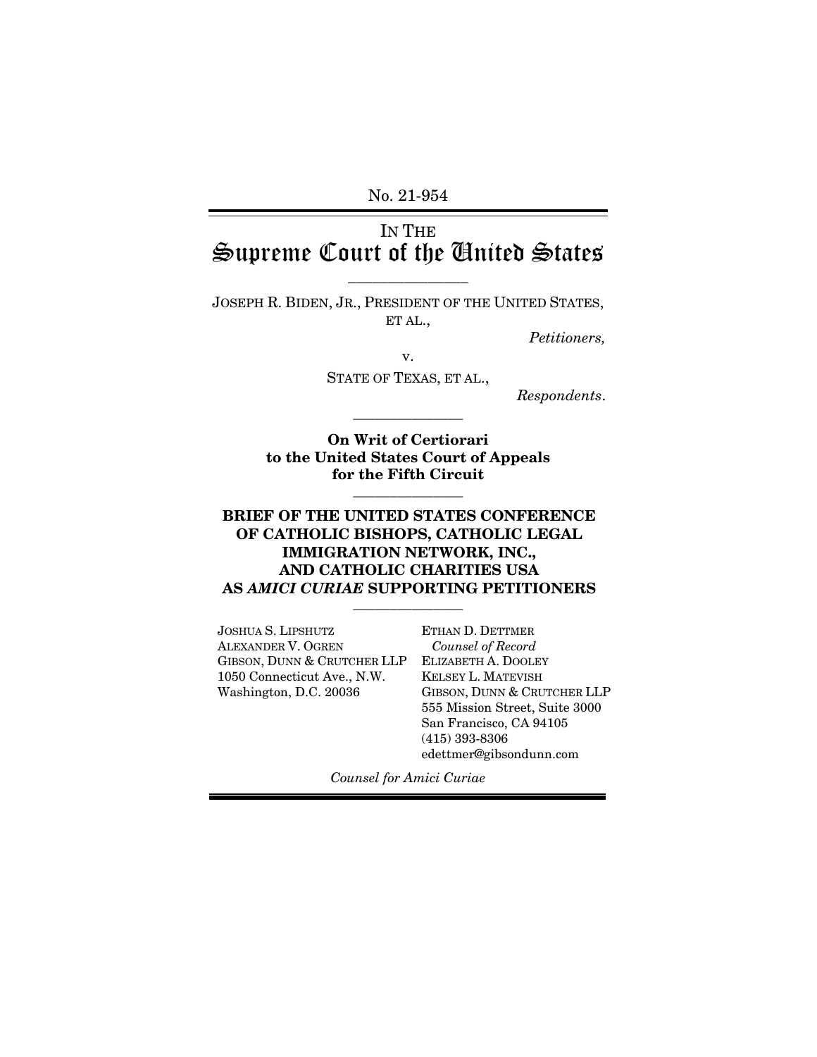No. 21-954

# IN THE Supreme Court of the United States

---

JOSEPH R. BIDEN, JR., PRESIDENT OF THE UNITED STATES, ET AL.,

*Petitioners,*

v.

STATE OF TEXAS, ET AL.,

*Respondents*.

---

**On Writ of Certiorari to the United States Court of Appeals for the Fifth Circuit**

---

**BRIEF OF THE UNITED STATES CONFERENCE OF CATHOLIC BISHOPS, CATHOLIC LEGAL IMMIGRATION NETWORK, INC., AND CATHOLIC CHARITIES USA AS *AMICI CURIAE* SUPPORTING PETITIONERS**

---

JOSHUA S. LIPSHUTZ
ALEXANDER V. OGREN
GIBSON, DUNN & CRUTCHER LLP
1050 Connecticut Ave., N.W.
Washington, D.C. 20036

ETHAN D. DETTMER
*Counsel of Record*
ELIZABETH A. DOOLEY
KELSEY L. MATEVISH
GIBSON, DUNN & CRUTCHER LLP
555 Mission Street, Suite 3000
San Francisco, CA 94105
(415) 393-8306
edettmer@gibsondunn.com

*Counsel for Amici Curiae*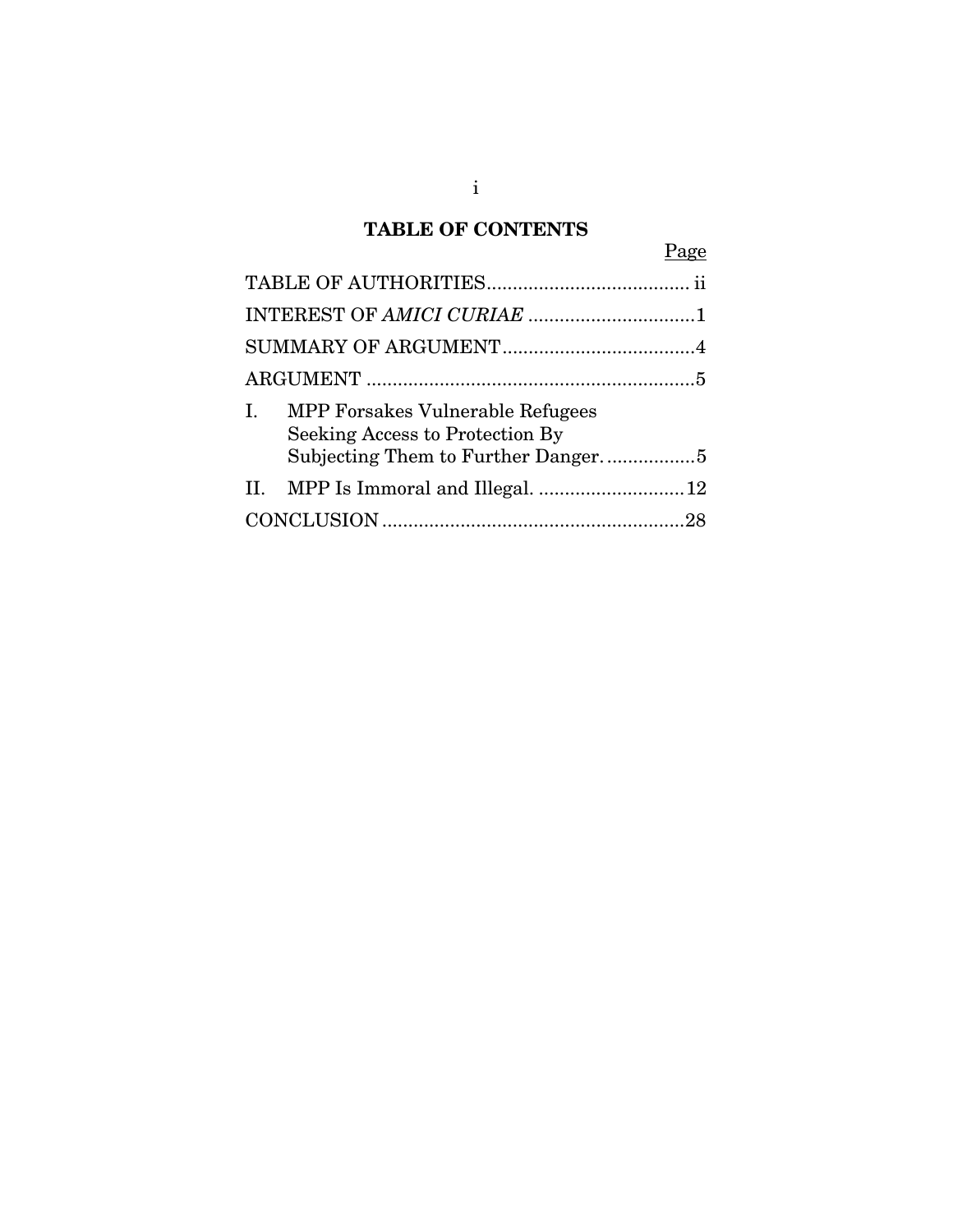# TABLE OF CONTENTS

| | Page |
|---|---|
| TABLE OF AUTHORITIES | ii |
| INTEREST OF *AMICI CURIAE* | 1 |
| SUMMARY OF ARGUMENT | 4 |
| ARGUMENT | 5 |
| I. MPP Forsakes Vulnerable Refugees Seeking Access to Protection By Subjecting Them to Further Danger. | 5 |
| II. MPP Is Immoral and Illegal. | 12 |
| CONCLUSION | 28 |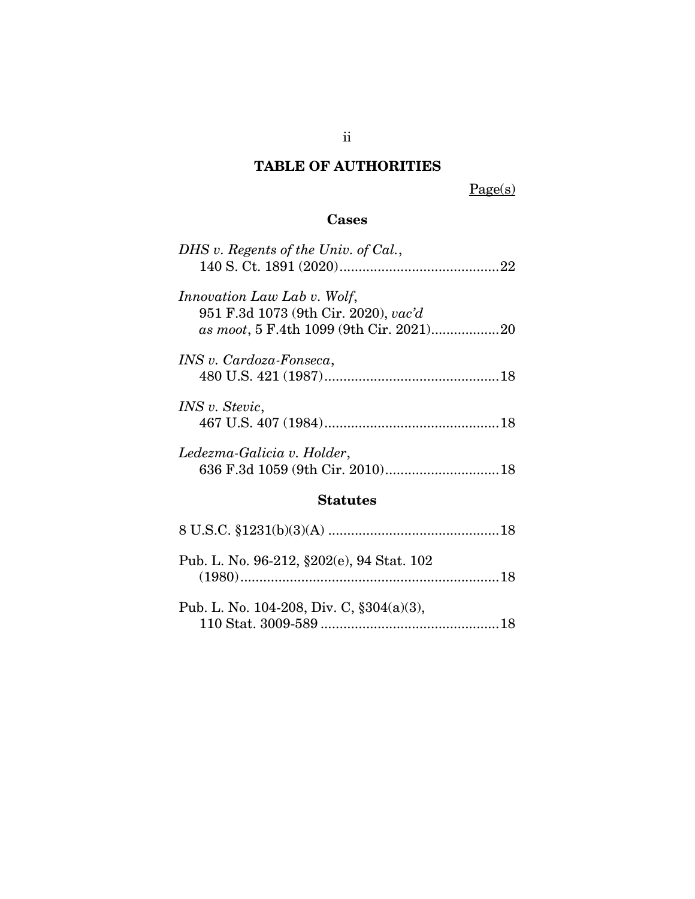# TABLE OF AUTHORITIES

Page(s)

## Cases

*DHS v. Regents of the Univ. of Cal.*,
140 S. Ct. 1891 (2020)..........................................22

*Innovation Law Lab v. Wolf*,
951 F.3d 1073 (9th Cir. 2020), *vac'd as moot*, 5 F.4th 1099 (9th Cir. 2021)..................20

*INS v. Cardoza-Fonseca*,
480 U.S. 421 (1987)..............................................18

*INS v. Stevic*,
467 U.S. 407 (1984)..............................................18

*Ledezma-Galicia v. Holder*,
636 F.3d 1059 (9th Cir. 2010)..............................18

## Statutes

8 U.S.C. §1231(b)(3)(A) .............................................18

Pub. L. No. 96-212, §202(e), 94 Stat. 102 (1980)....................................................................18

Pub. L. No. 104-208, Div. C, §304(a)(3), 110 Stat. 3009-589 ...............................................18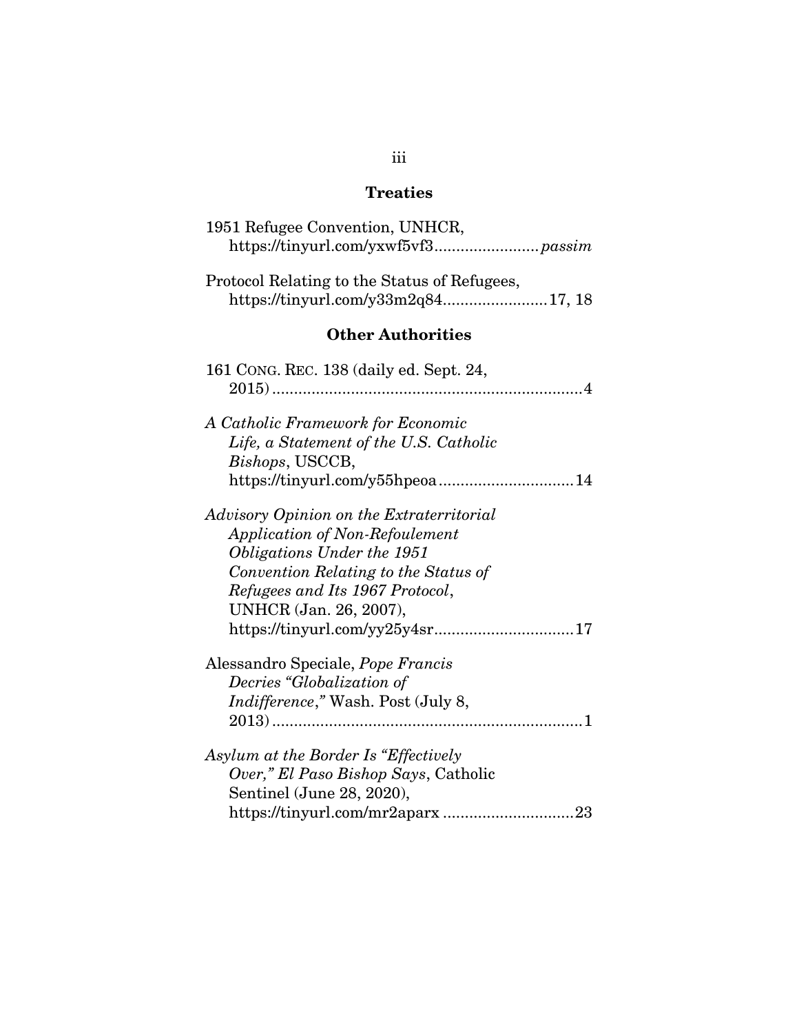## Treaties

1951 Refugee Convention, UNHCR, https://tinyurl.com/yxwf5vf3........................*passim*

Protocol Relating to the Status of Refugees, https://tinyurl.com/y33m2q84........................17, 18

## Other Authorities

161 CONG. REC. 138 (daily ed. Sept. 24, 2015).......................................................................4

*A Catholic Framework for Economic Life, a Statement of the U.S. Catholic Bishops*, USCCB, https://tinyurl.com/y55hpeoa...............................14

*Advisory Opinion on the Extraterritorial Application of Non-Refoulement Obligations Under the 1951 Convention Relating to the Status of Refugees and Its 1967 Protocol*, UNHCR (Jan. 26, 2007), https://tinyurl.com/yy25y4sr................................17

Alessandro Speciale, *Pope Francis Decries "Globalization of Indifference*,*"* Wash. Post (July 8, 2013).......................................................................1

*Asylum at the Border Is "Effectively Over," El Paso Bishop Says*, Catholic Sentinel (June 28, 2020), https://tinyurl.com/mr2aparx ..............................23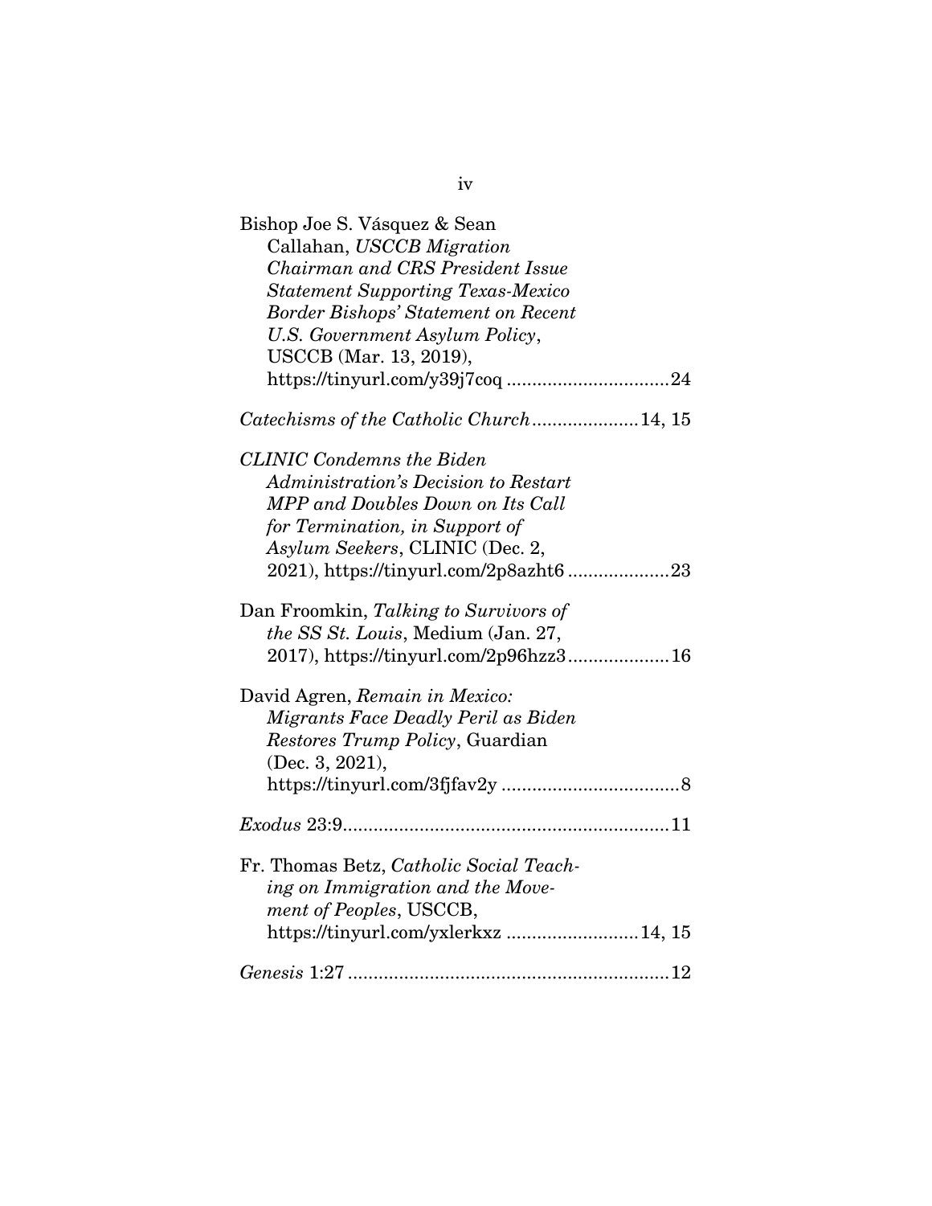Bishop Joe S. Vásquez & Sean Callahan, *USCCB Migration Chairman and CRS President Issue Statement Supporting Texas-Mexico Border Bishops' Statement on Recent U.S. Government Asylum Policy*, USCCB (Mar. 13, 2019), https://tinyurl.com/y39j7coq ................................24

*Catechisms of the Catholic Church*.....................14, 15

*CLINIC Condemns the Biden Administration's Decision to Restart MPP and Doubles Down on Its Call for Termination, in Support of Asylum Seekers*, CLINIC (Dec. 2, 2021), https://tinyurl.com/2p8azht6 ....................23

Dan Froomkin, *Talking to Survivors of the SS St. Louis*, Medium (Jan. 27, 2017), https://tinyurl.com/2p96hzz3....................16

David Agren, *Remain in Mexico: Migrants Face Deadly Peril as Biden Restores Trump Policy*, Guardian (Dec. 3, 2021), https://tinyurl.com/3fjfav2y ...................................8

*Exodus* 23:9................................................................11

Fr. Thomas Betz, *Catholic Social Teaching on Immigration and the Movement of Peoples*, USCCB, https://tinyurl.com/yxlerkxz ..........................14, 15

*Genesis* 1:27 ...............................................................12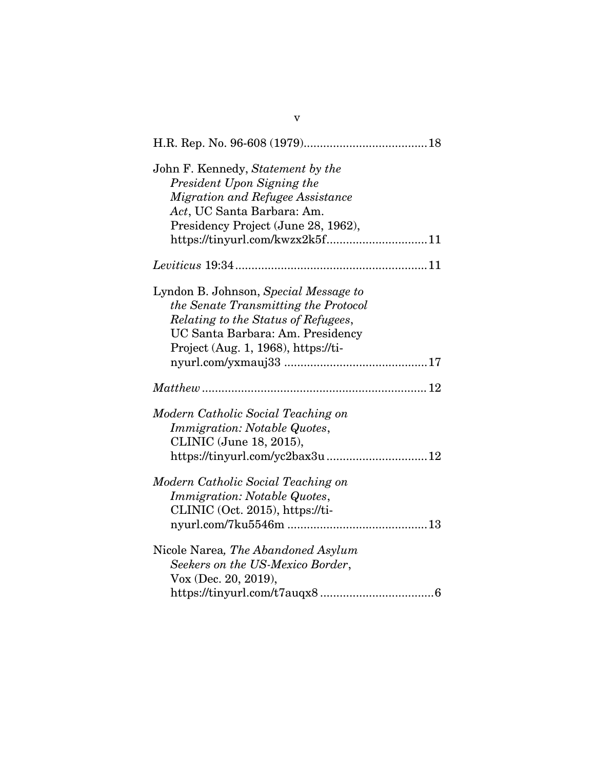H.R. Rep. No. 96-608 (1979)......................................18

John F. Kennedy, *Statement by the President Upon Signing the Migration and Refugee Assistance Act*, UC Santa Barbara: Am. Presidency Project (June 28, 1962), https://tinyurl.com/kwzx2k5f...............................11

*Leviticus* 19:34..........................................................11

Lyndon B. Johnson, *Special Message to the Senate Transmitting the Protocol Relating to the Status of Refugees*, UC Santa Barbara: Am. Presidency Project (Aug. 1, 1968), https://tinyurl.com/yxmauj33 ...........................................17

*Matthew* ................................................................... 12

*Modern Catholic Social Teaching on Immigration: Notable Quotes*, CLINIC (June 18, 2015), https://tinyurl.com/yc2bax3u...............................12

*Modern Catholic Social Teaching on Immigration: Notable Quotes*, CLINIC (Oct. 2015), https://tinyurl.com/7ku5546m ..........................................13

Nicole Narea*, The Abandoned Asylum Seekers on the US-Mexico Border*, Vox (Dec. 20, 2019), https://tinyurl.com/t7auqx8 ..................................6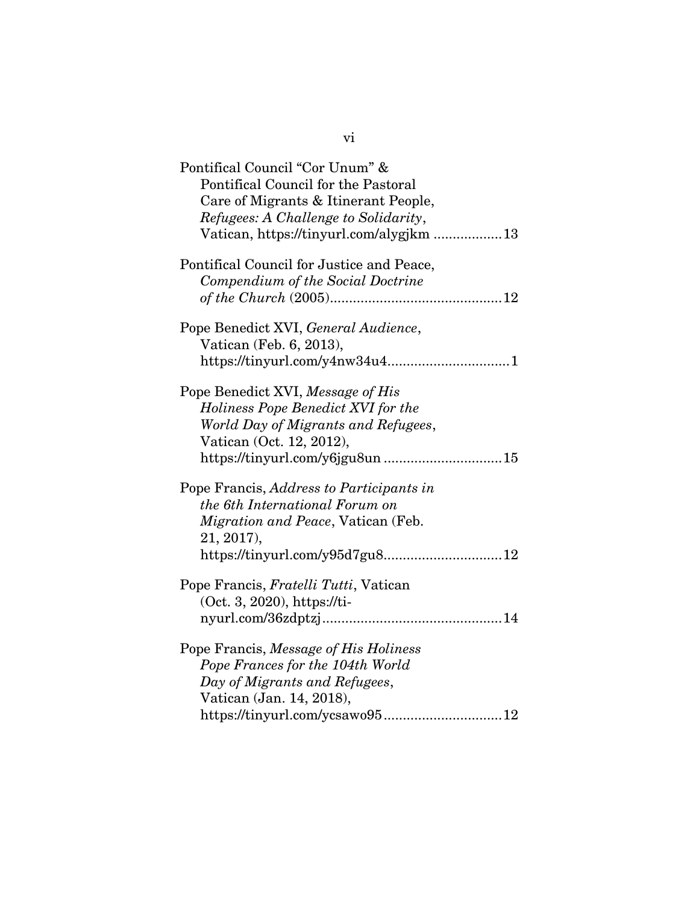Pontifical Council "Cor Unum" & Pontifical Council for the Pastoral Care of Migrants & Itinerant People, *Refugees: A Challenge to Solidarity*, Vatican, https://tinyurl.com/alygjkm .................. 13

Pontifical Council for Justice and Peace, *Compendium of the Social Doctrine of the Church* (2005)............................................ 12

Pope Benedict XVI, *General Audience*, Vatican (Feb. 6, 2013), https://tinyurl.com/y4nw34u4................................ 1

Pope Benedict XVI, *Message of His Holiness Pope Benedict XVI for the World Day of Migrants and Refugees*, Vatican (Oct. 12, 2012), https://tinyurl.com/y6jgu8un ............................... 15

Pope Francis, *Address to Participants in the 6th International Forum on Migration and Peace*, Vatican (Feb. 21, 2017), https://tinyurl.com/y95d7gu8............................... 12

Pope Francis, *Fratelli Tutti*, Vatican (Oct. 3, 2020), https://tinyurl.com/36zdptzj.............................................. 14

Pope Francis, *Message of His Holiness Pope Frances for the 104th World Day of Migrants and Refugees*, Vatican (Jan. 14, 2018), https://tinyurl.com/ycsawo95 ............................... 12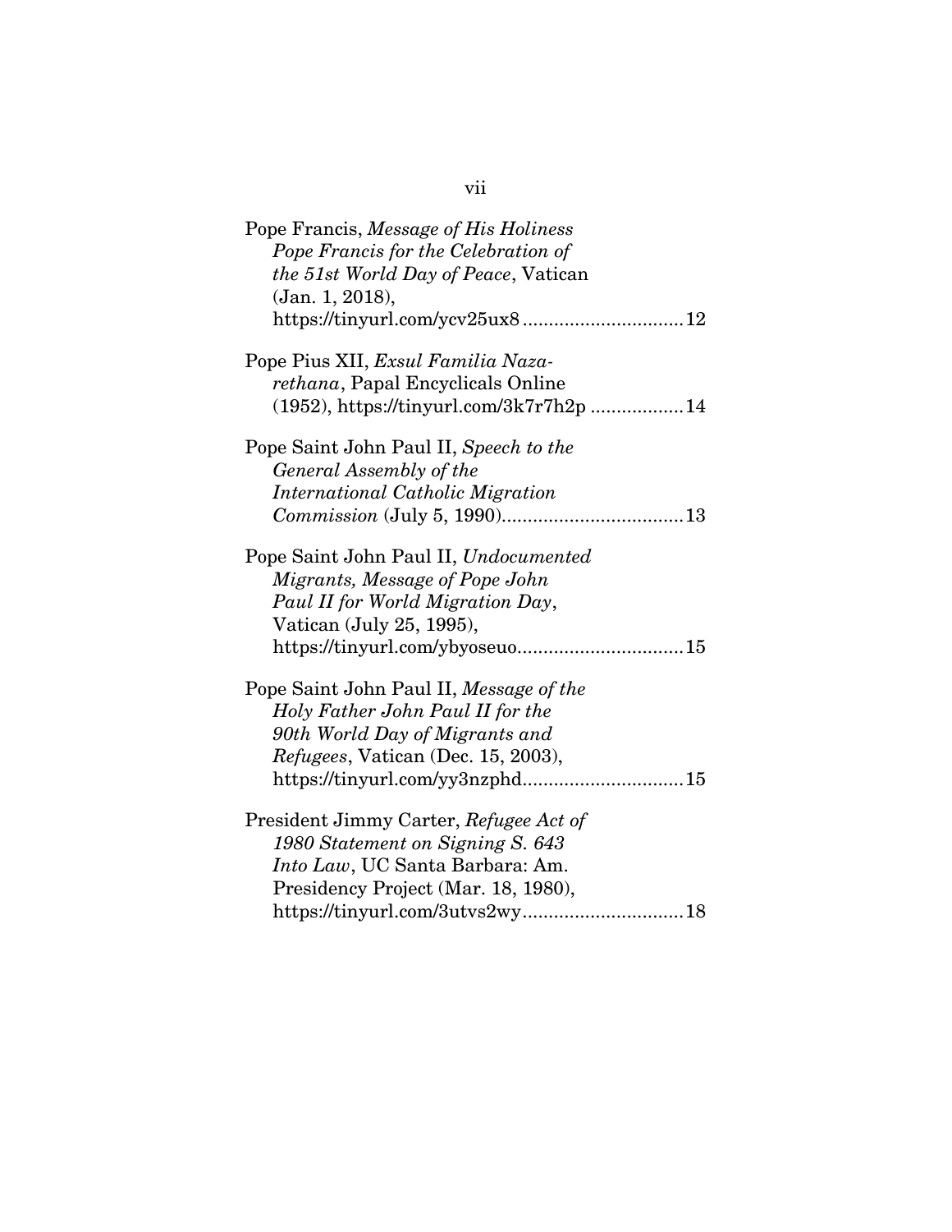Pope Francis, *Message of His Holiness Pope Francis for the Celebration of the 51st World Day of Peace*, Vatican (Jan. 1, 2018), https://tinyurl.com/ycv25ux8 ............................... 12

Pope Pius XII, *Exsul Familia Nazarethana*, Papal Encyclicals Online (1952), https://tinyurl.com/3k7r7h2p .................. 14

Pope Saint John Paul II, *Speech to the General Assembly of the International Catholic Migration Commission* (July 5, 1990)................................... 13

Pope Saint John Paul II, *Undocumented Migrants, Message of Pope John Paul II for World Migration Day*, Vatican (July 25, 1995), https://tinyurl.com/ybyoseuo................................ 15

Pope Saint John Paul II, *Message of the Holy Father John Paul II for the 90th World Day of Migrants and Refugees*, Vatican (Dec. 15, 2003), https://tinyurl.com/yy3nzphd............................... 15

President Jimmy Carter, *Refugee Act of 1980 Statement on Signing S. 643 Into Law*, UC Santa Barbara: Am. Presidency Project (Mar. 18, 1980), https://tinyurl.com/3utvs2wy............................... 18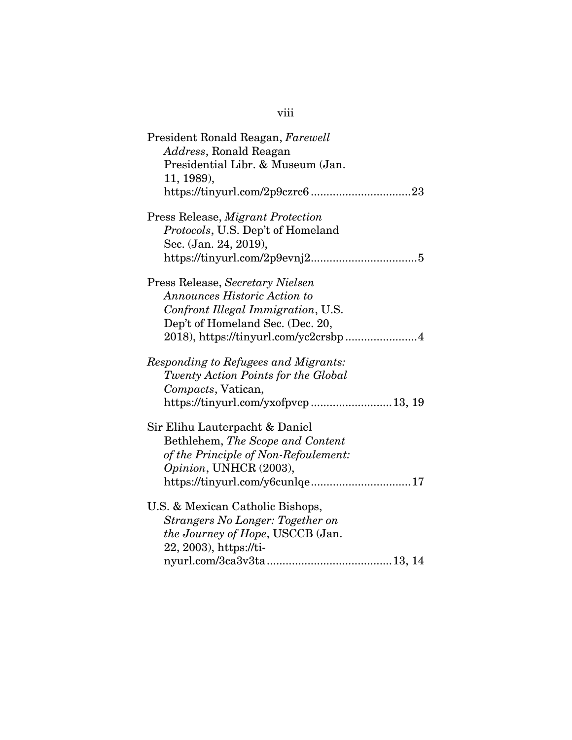President Ronald Reagan, *Farewell Address*, Ronald Reagan Presidential Libr. & Museum (Jan. 11, 1989), https://tinyurl.com/2p9czrc6 ............................... 23

Press Release, *Migrant Protection Protocols*, U.S. Dep't of Homeland Sec. (Jan. 24, 2019), https://tinyurl.com/2p9evnj2 ................................. 5

Press Release, *Secretary Nielsen Announces Historic Action to Confront Illegal Immigration*, U.S. Dep't of Homeland Sec. (Dec. 20, 2018), https://tinyurl.com/yc2crsbp ....................... 4

*Responding to Refugees and Migrants: Twenty Action Points for the Global Compacts*, Vatican, https://tinyurl.com/yxofpvcp ......................... 13, 19

Sir Elihu Lauterpacht & Daniel Bethlehem, *The Scope and Content of the Principle of Non-Refoulement: Opinion*, UNHCR (2003), https://tinyurl.com/y6cunlqe ............................... 17

U.S. & Mexican Catholic Bishops, *Strangers No Longer: Together on the Journey of Hope*, USCCB (Jan. 22, 2003), https://tinyurl.com/3ca3v3ta ....................................... 13, 14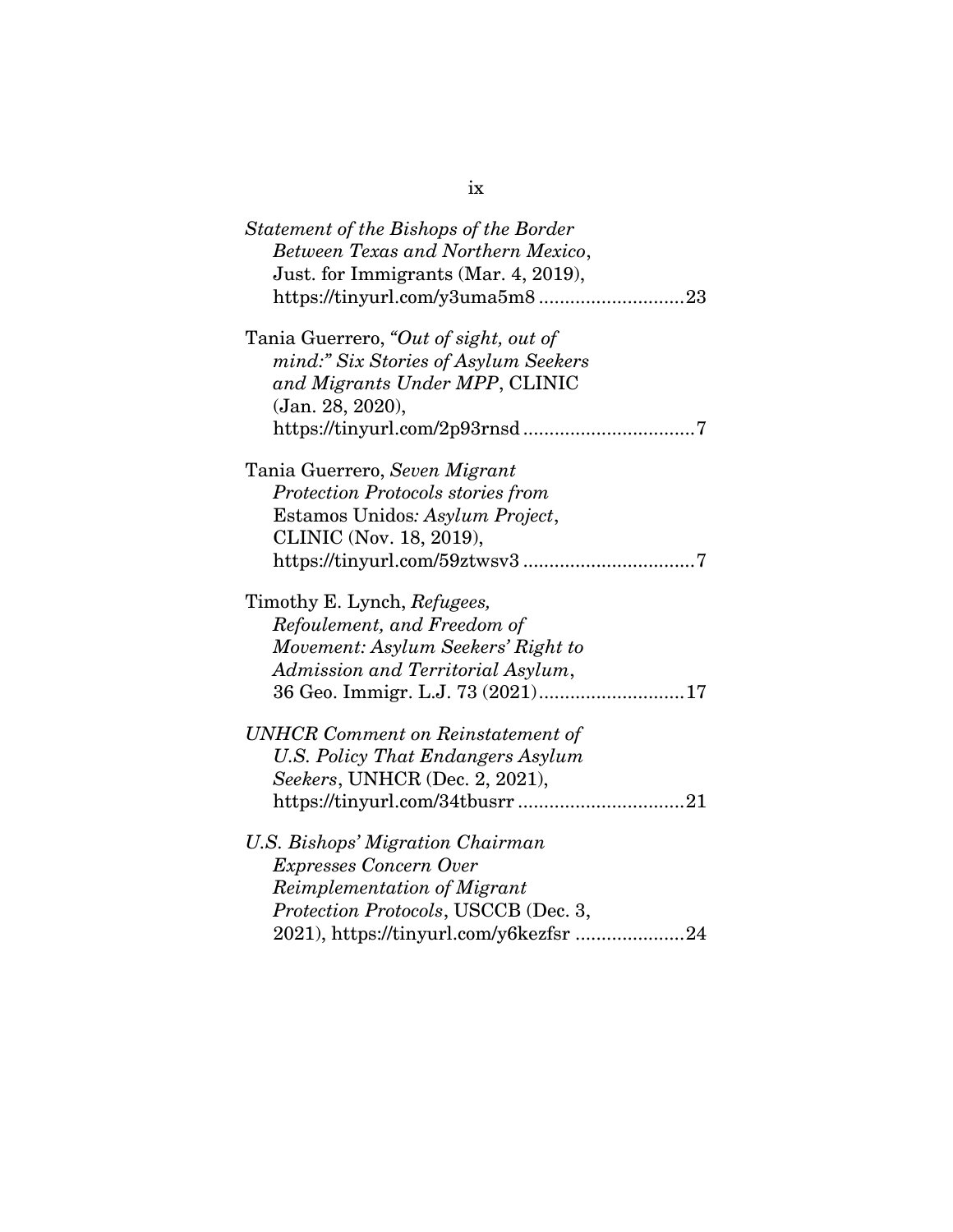*Statement of the Bishops of the Border Between Texas and Northern Mexico*, Just. for Immigrants (Mar. 4, 2019), https://tinyurl.com/y3uma5m8 ............................23

Tania Guerrero, *"Out of sight, out of mind:" Six Stories of Asylum Seekers and Migrants Under MPP*, CLINIC (Jan. 28, 2020), https://tinyurl.com/2p93rnsd .................................7

Tania Guerrero, *Seven Migrant Protection Protocols stories from* Estamos Unidos*: Asylum Project*, CLINIC (Nov. 18, 2019), https://tinyurl.com/59ztwsv3 .................................7

Timothy E. Lynch, *Refugees, Refoulement, and Freedom of Movement: Asylum Seekers' Right to Admission and Territorial Asylum*, 36 Geo. Immigr. L.J. 73 (2021)............................17

*UNHCR Comment on Reinstatement of U.S. Policy That Endangers Asylum Seekers*, UNHCR (Dec. 2, 2021), https://tinyurl.com/34tbusrr ................................21

*U.S. Bishops' Migration Chairman Expresses Concern Over Reimplementation of Migrant Protection Protocols*, USCCB (Dec. 3, 2021), https://tinyurl.com/y6kezfsr .....................24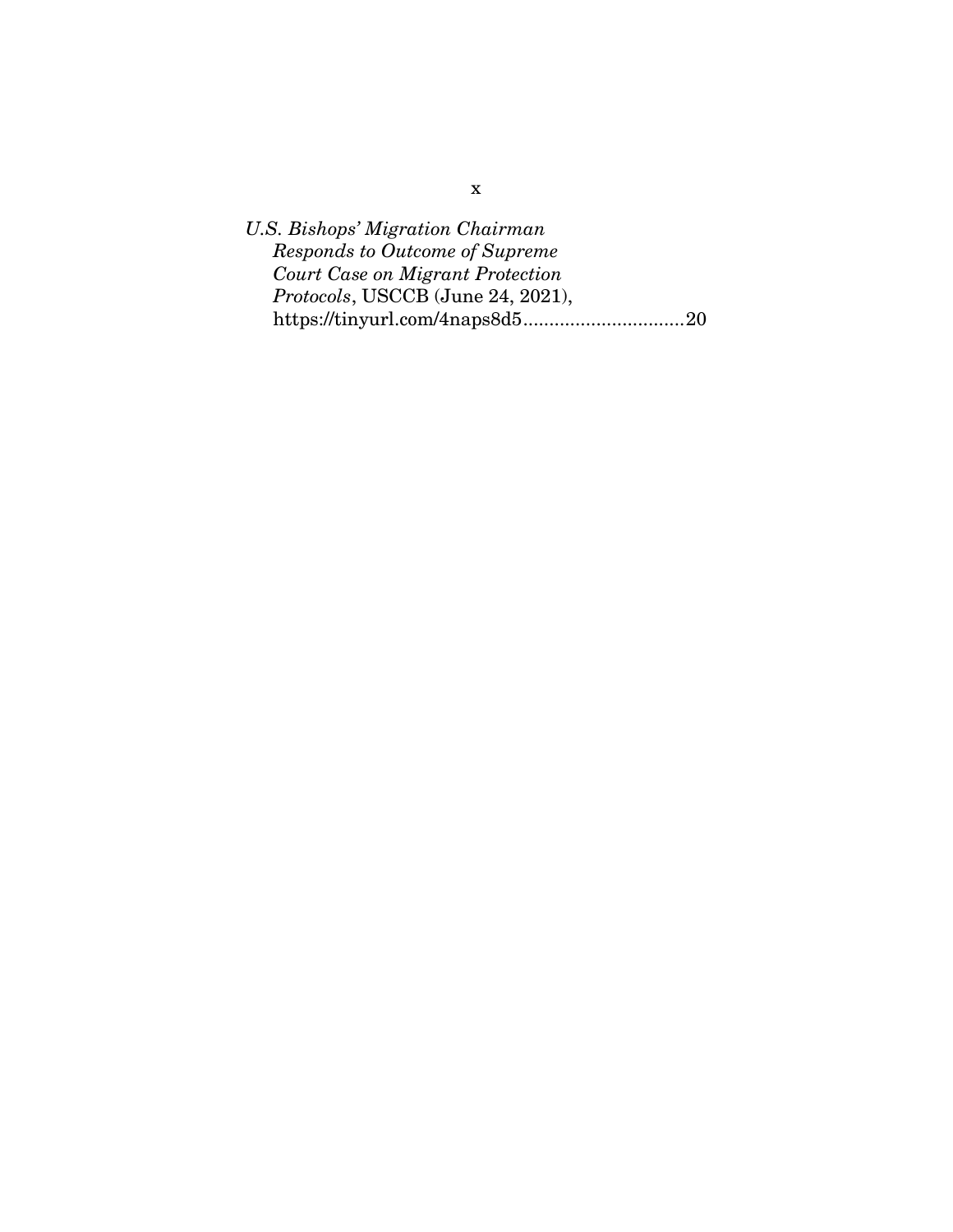*U.S. Bishops' Migration Chairman Responds to Outcome of Supreme Court Case on Migrant Protection Protocols*, USCCB (June 24, 2021), https://tinyurl.com/4naps8d5..............................20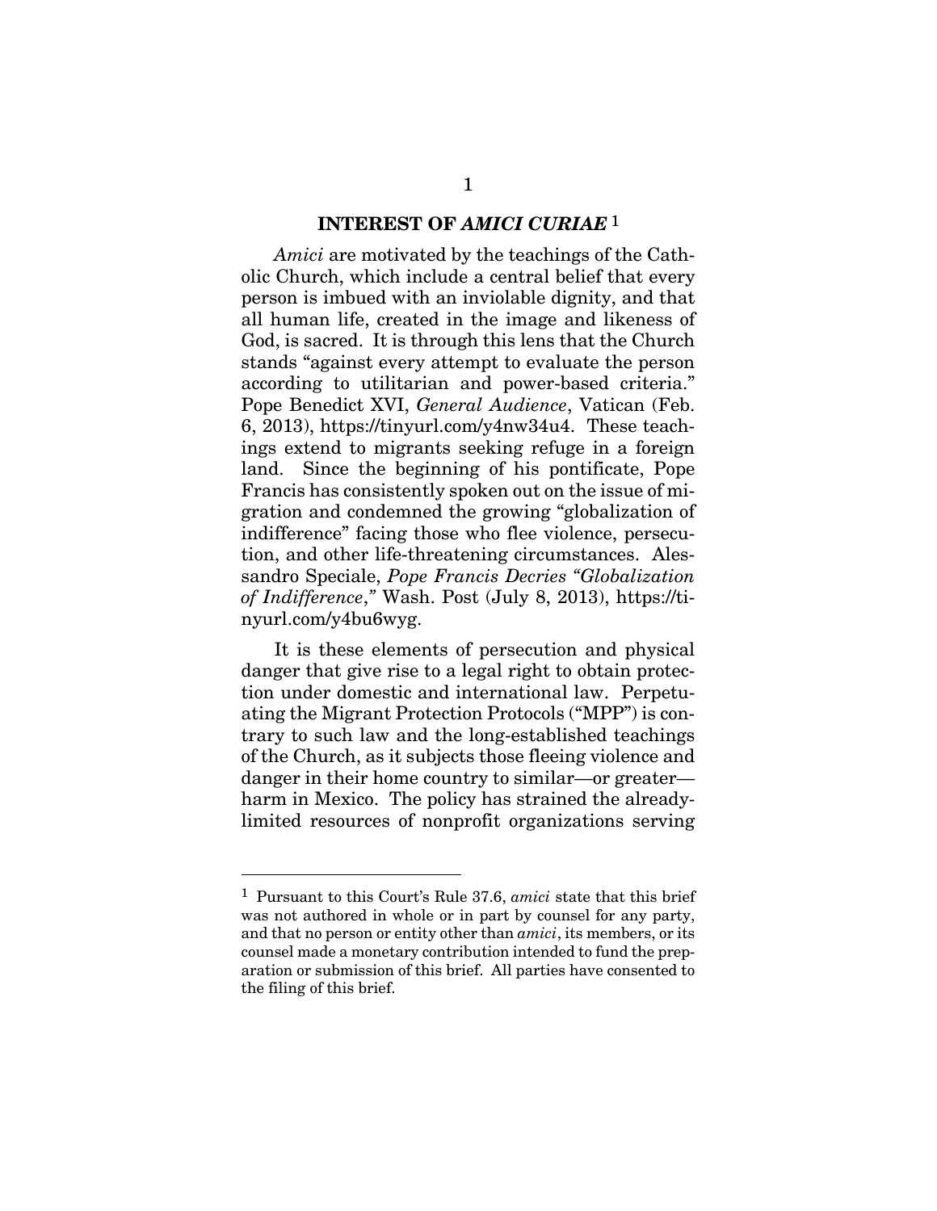## INTEREST OF *AMICI CURIAE* [1]

*Amici* are motivated by the teachings of the Catholic Church, which include a central belief that every person is imbued with an inviolable dignity, and that all human life, created in the image and likeness of God, is sacred. It is through this lens that the Church stands "against every attempt to evaluate the person according to utilitarian and power-based criteria." Pope Benedict XVI, *General Audience*, Vatican (Feb. 6, 2013), https://tinyurl.com/y4nw34u4. These teachings extend to migrants seeking refuge in a foreign land. Since the beginning of his pontificate, Pope Francis has consistently spoken out on the issue of migration and condemned the growing "globalization of indifference" facing those who flee violence, persecution, and other life-threatening circumstances. Alessandro Speciale, *Pope Francis Decries "Globalization of Indifference*," Wash. Post (July 8, 2013), https://tinyurl.com/y4bu6wyg.

It is these elements of persecution and physical danger that give rise to a legal right to obtain protection under domestic and international law. Perpetuating the Migrant Protection Protocols ("MPP") is contrary to such law and the long-established teachings of the Church, as it subjects those fleeing violence and danger in their home country to similar—or greater—harm in Mexico. The policy has strained the already-limited resources of nonprofit organizations serving

---

[1] Pursuant to this Court's Rule 37.6, *amici* state that this brief was not authored in whole or in part by counsel for any party, and that no person or entity other than *amici*, its members, or its counsel made a monetary contribution intended to fund the preparation or submission of this brief. All parties have consented to the filing of this brief.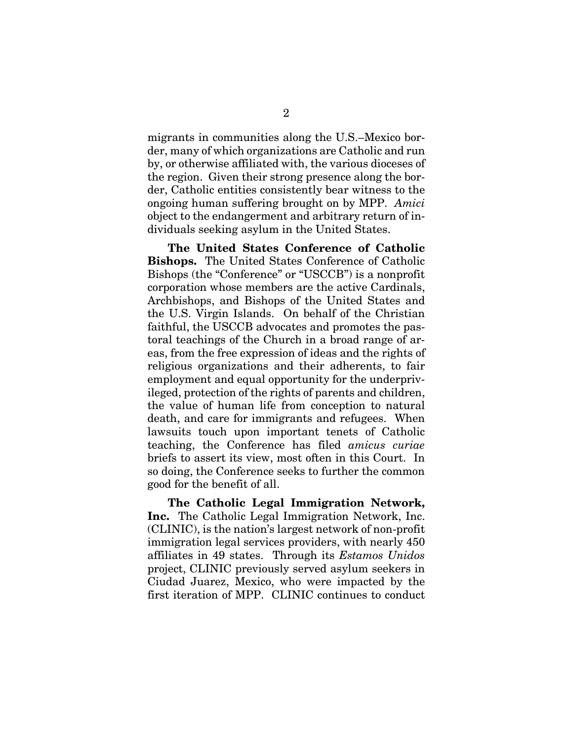migrants in communities along the U.S.–Mexico border, many of which organizations are Catholic and run by, or otherwise affiliated with, the various dioceses of the region. Given their strong presence along the border, Catholic entities consistently bear witness to the ongoing human suffering brought on by MPP. *Amici* object to the endangerment and arbitrary return of individuals seeking asylum in the United States.

**The United States Conference of Catholic Bishops.** The United States Conference of Catholic Bishops (the "Conference" or "USCCB") is a nonprofit corporation whose members are the active Cardinals, Archbishops, and Bishops of the United States and the U.S. Virgin Islands. On behalf of the Christian faithful, the USCCB advocates and promotes the pastoral teachings of the Church in a broad range of areas, from the free expression of ideas and the rights of religious organizations and their adherents, to fair employment and equal opportunity for the underprivileged, protection of the rights of parents and children, the value of human life from conception to natural death, and care for immigrants and refugees. When lawsuits touch upon important tenets of Catholic teaching, the Conference has filed *amicus curiae* briefs to assert its view, most often in this Court. In so doing, the Conference seeks to further the common good for the benefit of all.

**The Catholic Legal Immigration Network, Inc.** The Catholic Legal Immigration Network, Inc. (CLINIC), is the nation's largest network of non-profit immigration legal services providers, with nearly 450 affiliates in 49 states. Through its *Estamos Unidos* project, CLINIC previously served asylum seekers in Ciudad Juarez, Mexico, who were impacted by the first iteration of MPP. CLINIC continues to conduct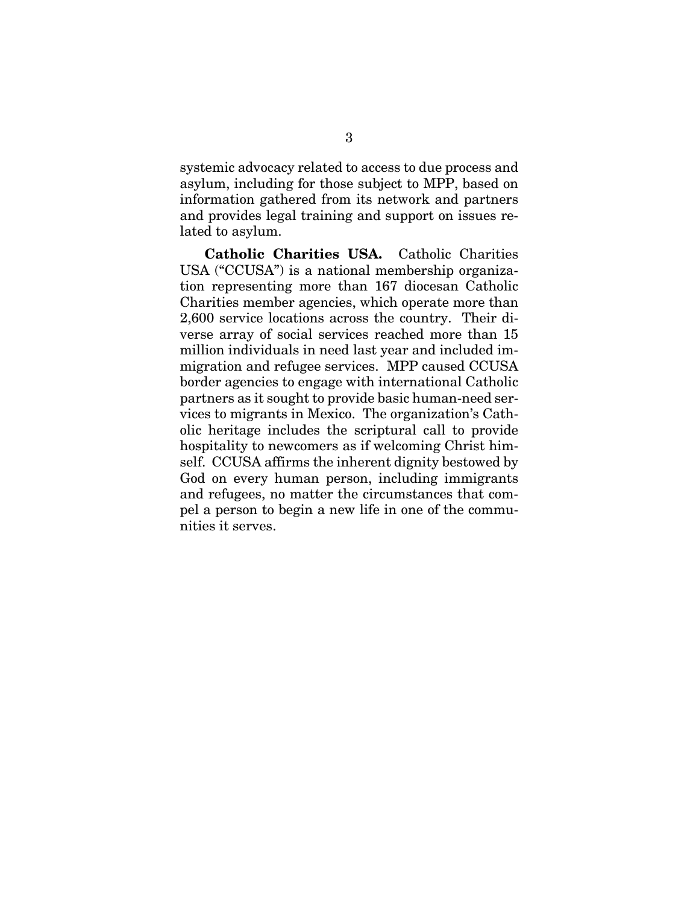systemic advocacy related to access to due process and asylum, including for those subject to MPP, based on information gathered from its network and partners and provides legal training and support on issues related to asylum.

**Catholic Charities USA.** Catholic Charities USA ("CCUSA") is a national membership organization representing more than 167 diocesan Catholic Charities member agencies, which operate more than 2,600 service locations across the country. Their diverse array of social services reached more than 15 million individuals in need last year and included immigration and refugee services. MPP caused CCUSA border agencies to engage with international Catholic partners as it sought to provide basic human-need services to migrants in Mexico. The organization's Catholic heritage includes the scriptural call to provide hospitality to newcomers as if welcoming Christ himself. CCUSA affirms the inherent dignity bestowed by God on every human person, including immigrants and refugees, no matter the circumstances that compel a person to begin a new life in one of the communities it serves.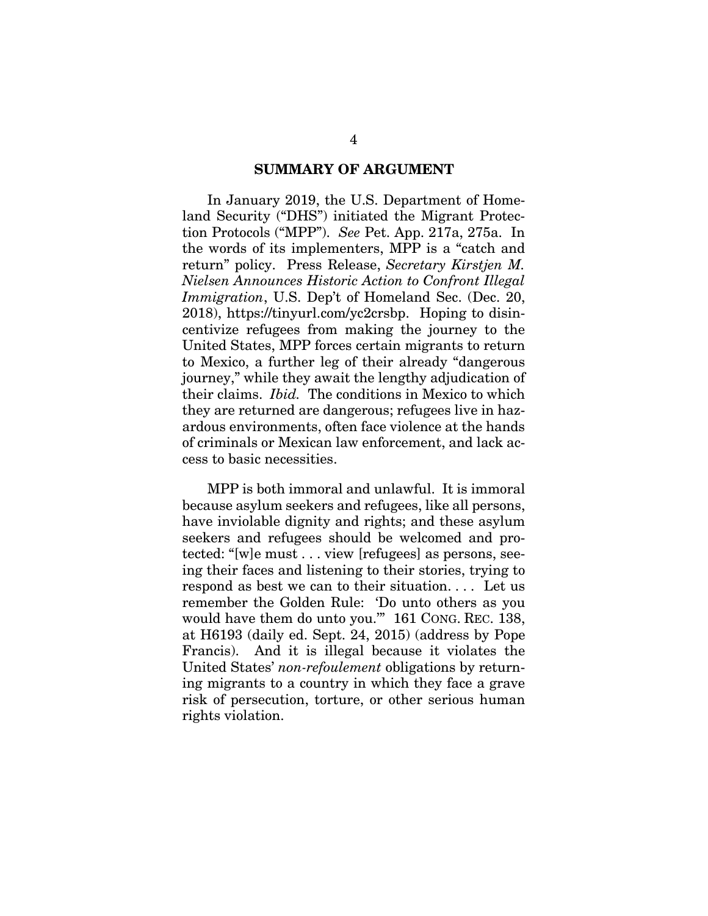## SUMMARY OF ARGUMENT

In January 2019, the U.S. Department of Homeland Security ("DHS") initiated the Migrant Protection Protocols ("MPP"). *See* Pet. App. 217a, 275a. In the words of its implementers, MPP is a "catch and return" policy. Press Release, *Secretary Kirstjen M. Nielsen Announces Historic Action to Confront Illegal Immigration*, U.S. Dep't of Homeland Sec. (Dec. 20, 2018), https://tinyurl.com/yc2crsbp. Hoping to disincentivize refugees from making the journey to the United States, MPP forces certain migrants to return to Mexico, a further leg of their already "dangerous journey," while they await the lengthy adjudication of their claims. *Ibid.* The conditions in Mexico to which they are returned are dangerous; refugees live in hazardous environments, often face violence at the hands of criminals or Mexican law enforcement, and lack access to basic necessities.

MPP is both immoral and unlawful. It is immoral because asylum seekers and refugees, like all persons, have inviolable dignity and rights; and these asylum seekers and refugees should be welcomed and protected: "[w]e must . . . view [refugees] as persons, seeing their faces and listening to their stories, trying to respond as best we can to their situation. . . . Let us remember the Golden Rule: 'Do unto others as you would have them do unto you.'" 161 CONG. REC. 138, at H6193 (daily ed. Sept. 24, 2015) (address by Pope Francis). And it is illegal because it violates the United States' *non-refoulement* obligations by returning migrants to a country in which they face a grave risk of persecution, torture, or other serious human rights violation.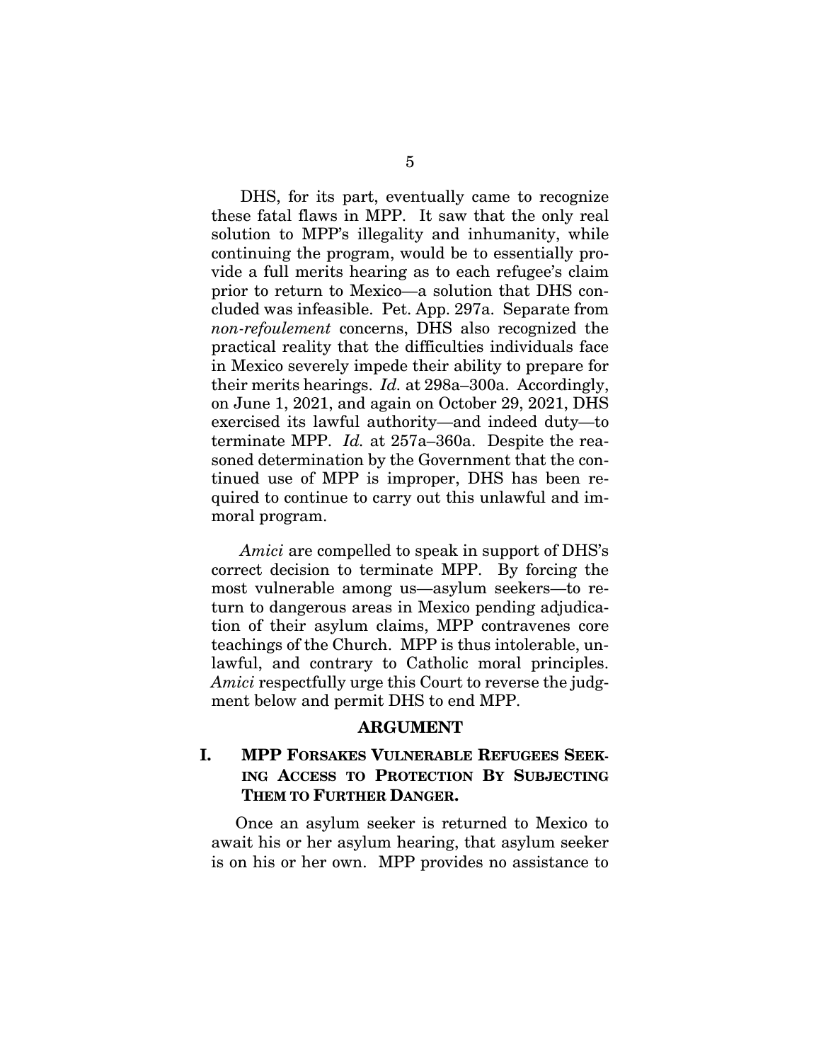DHS, for its part, eventually came to recognize these fatal flaws in MPP. It saw that the only real solution to MPP's illegality and inhumanity, while continuing the program, would be to essentially provide a full merits hearing as to each refugee's claim prior to return to Mexico—a solution that DHS concluded was infeasible. Pet. App. 297a. Separate from *non-refoulement* concerns, DHS also recognized the practical reality that the difficulties individuals face in Mexico severely impede their ability to prepare for their merits hearings. *Id.* at 298a–300a. Accordingly, on June 1, 2021, and again on October 29, 2021, DHS exercised its lawful authority—and indeed duty—to terminate MPP. *Id.* at 257a–360a. Despite the reasoned determination by the Government that the continued use of MPP is improper, DHS has been required to continue to carry out this unlawful and immoral program.

*Amici* are compelled to speak in support of DHS's correct decision to terminate MPP. By forcing the most vulnerable among us—asylum seekers—to return to dangerous areas in Mexico pending adjudication of their asylum claims, MPP contravenes core teachings of the Church. MPP is thus intolerable, unlawful, and contrary to Catholic moral principles. *Amici* respectfully urge this Court to reverse the judgment below and permit DHS to end MPP.

## ARGUMENT

### I. MPP FORSAKES VULNERABLE REFUGEES SEEKING ACCESS TO PROTECTION BY SUBJECTING THEM TO FURTHER DANGER.

Once an asylum seeker is returned to Mexico to await his or her asylum hearing, that asylum seeker is on his or her own. MPP provides no assistance to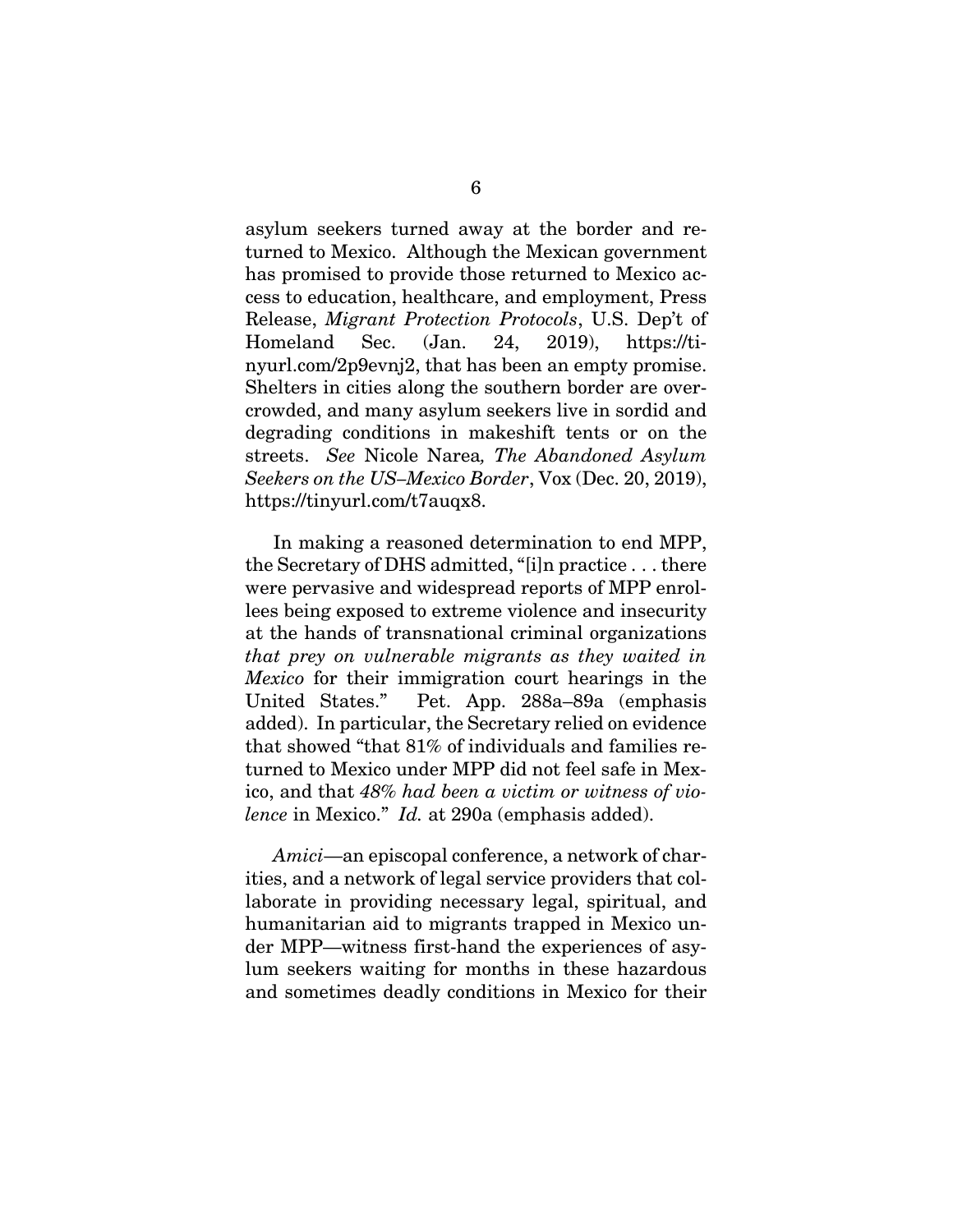asylum seekers turned away at the border and returned to Mexico. Although the Mexican government has promised to provide those returned to Mexico access to education, healthcare, and employment, Press Release, *Migrant Protection Protocols*, U.S. Dep't of Homeland Sec. (Jan. 24, 2019), https://tinyurl.com/2p9evnj2, that has been an empty promise. Shelters in cities along the southern border are overcrowded, and many asylum seekers live in sordid and degrading conditions in makeshift tents or on the streets. *See* Nicole Narea*, The Abandoned Asylum Seekers on the US–Mexico Border*, Vox (Dec. 20, 2019), https://tinyurl.com/t7auqx8.

In making a reasoned determination to end MPP, the Secretary of DHS admitted, "[i]n practice . . . there were pervasive and widespread reports of MPP enrollees being exposed to extreme violence and insecurity at the hands of transnational criminal organizations *that prey on vulnerable migrants as they waited in Mexico* for their immigration court hearings in the United States." Pet. App. 288a–89a (emphasis added). In particular, the Secretary relied on evidence that showed "that 81% of individuals and families returned to Mexico under MPP did not feel safe in Mexico, and that *48% had been a victim or witness of violence* in Mexico." *Id.* at 290a (emphasis added).

*Amici*—an episcopal conference, a network of charities, and a network of legal service providers that collaborate in providing necessary legal, spiritual, and humanitarian aid to migrants trapped in Mexico under MPP—witness first-hand the experiences of asylum seekers waiting for months in these hazardous and sometimes deadly conditions in Mexico for their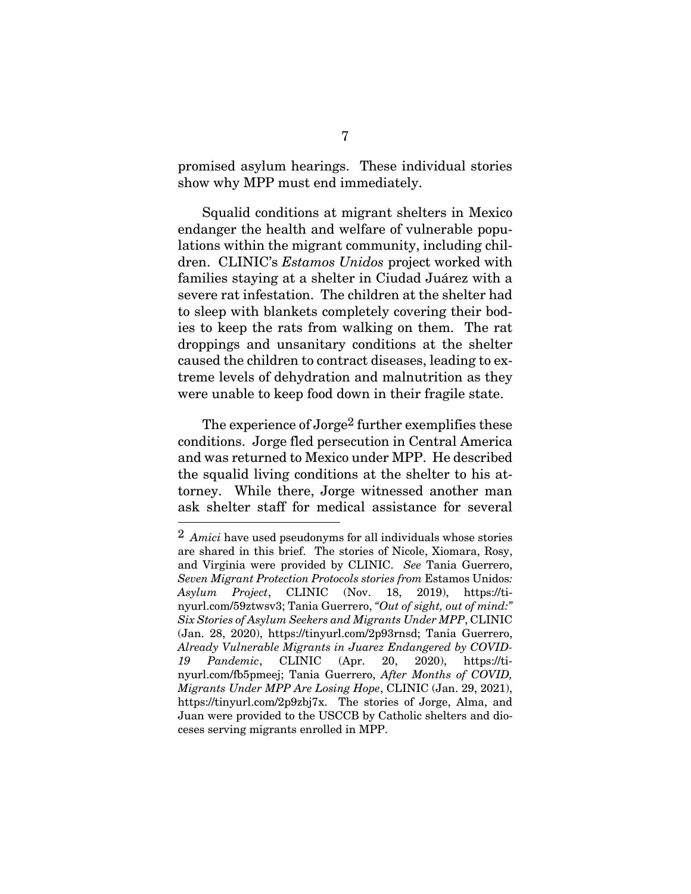promised asylum hearings. These individual stories show why MPP must end immediately.

Squalid conditions at migrant shelters in Mexico endanger the health and welfare of vulnerable populations within the migrant community, including children. CLINIC's *Estamos Unidos* project worked with families staying at a shelter in Ciudad Juárez with a severe rat infestation. The children at the shelter had to sleep with blankets completely covering their bodies to keep the rats from walking on them. The rat droppings and unsanitary conditions at the shelter caused the children to contract diseases, leading to extreme levels of dehydration and malnutrition as they were unable to keep food down in their fragile state.

The experience of Jorge[2] further exemplifies these conditions. Jorge fled persecution in Central America and was returned to Mexico under MPP. He described the squalid living conditions at the shelter to his attorney. While there, Jorge witnessed another man ask shelter staff for medical assistance for several

---

[2] *Amici* have used pseudonyms for all individuals whose stories are shared in this brief. The stories of Nicole, Xiomara, Rosy, and Virginia were provided by CLINIC. *See* Tania Guerrero, *Seven Migrant Protection Protocols stories from* Estamos Unidos*: Asylum Project*, CLINIC (Nov. 18, 2019), https://tinyurl.com/59ztwsv3; Tania Guerrero, *"Out of sight, out of mind:" Six Stories of Asylum Seekers and Migrants Under MPP*, CLINIC (Jan. 28, 2020), https://tinyurl.com/2p93rnsd; Tania Guerrero, *Already Vulnerable Migrants in Juarez Endangered by COVID-19 Pandemic*, CLINIC (Apr. 20, 2020), https://tinyurl.com/fb5pmeej; Tania Guerrero, *After Months of COVID, Migrants Under MPP Are Losing Hope*, CLINIC (Jan. 29, 2021), https://tinyurl.com/2p9zbj7x. The stories of Jorge, Alma, and Juan were provided to the USCCB by Catholic shelters and dioceses serving migrants enrolled in MPP.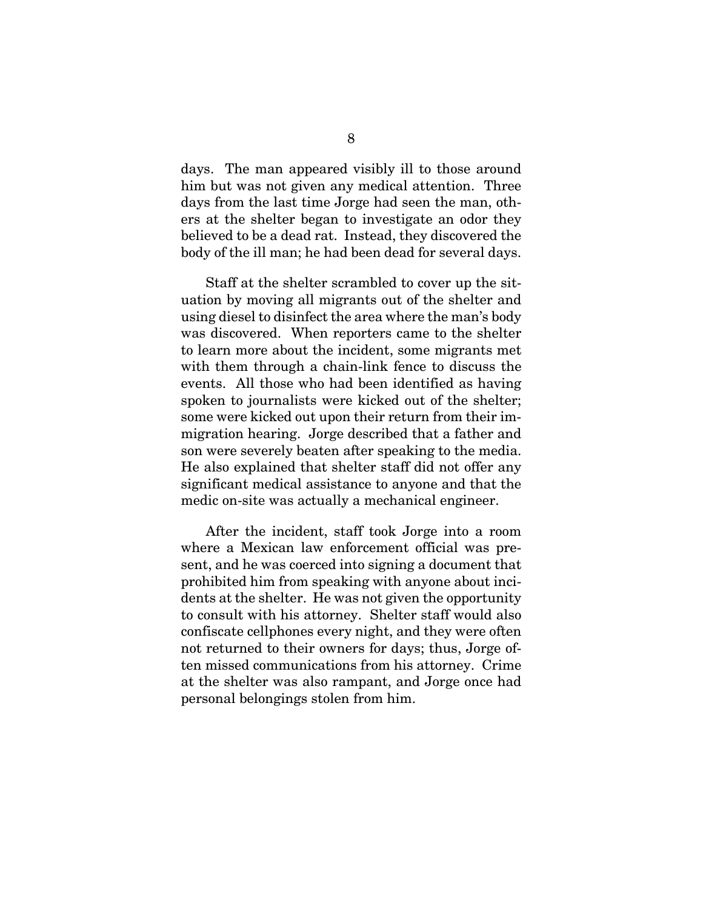days. The man appeared visibly ill to those around him but was not given any medical attention. Three days from the last time Jorge had seen the man, others at the shelter began to investigate an odor they believed to be a dead rat. Instead, they discovered the body of the ill man; he had been dead for several days.

Staff at the shelter scrambled to cover up the situation by moving all migrants out of the shelter and using diesel to disinfect the area where the man's body was discovered. When reporters came to the shelter to learn more about the incident, some migrants met with them through a chain-link fence to discuss the events. All those who had been identified as having spoken to journalists were kicked out of the shelter; some were kicked out upon their return from their immigration hearing. Jorge described that a father and son were severely beaten after speaking to the media. He also explained that shelter staff did not offer any significant medical assistance to anyone and that the medic on-site was actually a mechanical engineer.

After the incident, staff took Jorge into a room where a Mexican law enforcement official was present, and he was coerced into signing a document that prohibited him from speaking with anyone about incidents at the shelter. He was not given the opportunity to consult with his attorney. Shelter staff would also confiscate cellphones every night, and they were often not returned to their owners for days; thus, Jorge often missed communications from his attorney. Crime at the shelter was also rampant, and Jorge once had personal belongings stolen from him.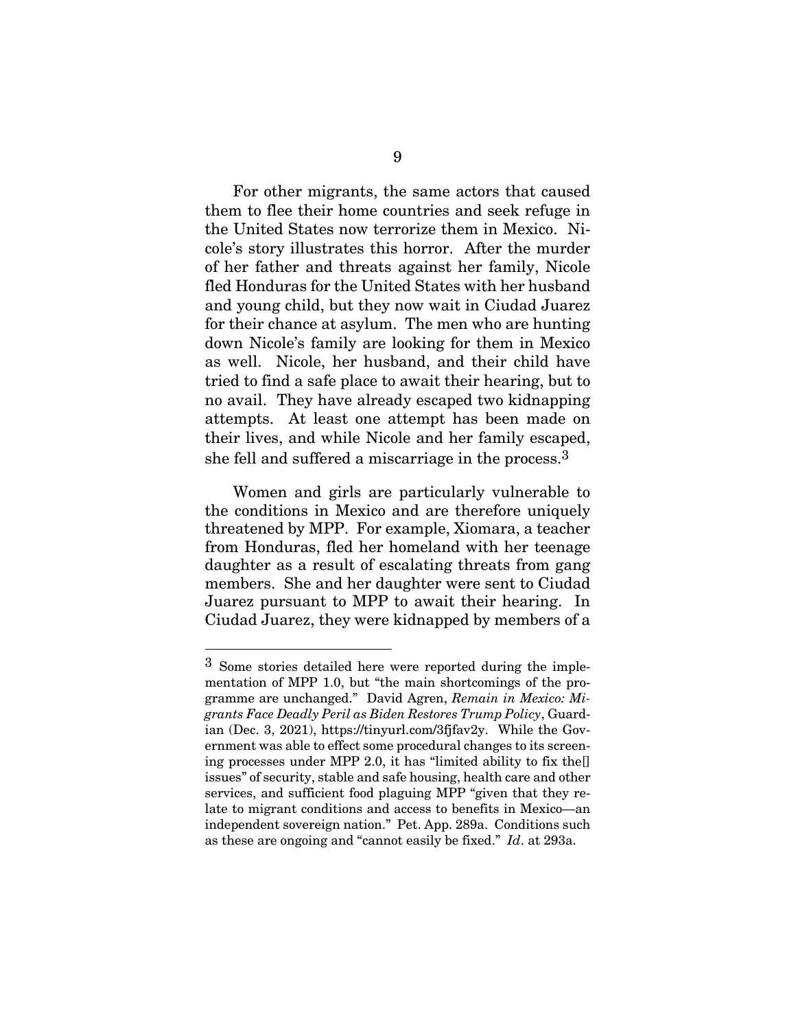For other migrants, the same actors that caused them to flee their home countries and seek refuge in the United States now terrorize them in Mexico. Nicole's story illustrates this horror. After the murder of her father and threats against her family, Nicole fled Honduras for the United States with her husband and young child, but they now wait in Ciudad Juarez for their chance at asylum. The men who are hunting down Nicole's family are looking for them in Mexico as well. Nicole, her husband, and their child have tried to find a safe place to await their hearing, but to no avail. They have already escaped two kidnapping attempts. At least one attempt has been made on their lives, and while Nicole and her family escaped, she fell and suffered a miscarriage in the process.[3]

Women and girls are particularly vulnerable to the conditions in Mexico and are therefore uniquely threatened by MPP. For example, Xiomara, a teacher from Honduras, fled her homeland with her teenage daughter as a result of escalating threats from gang members. She and her daughter were sent to Ciudad Juarez pursuant to MPP to await their hearing. In Ciudad Juarez, they were kidnapped by members of a

---

[3] Some stories detailed here were reported during the implementation of MPP 1.0, but "the main shortcomings of the programme are unchanged." David Agren, *Remain in Mexico: Migrants Face Deadly Peril as Biden Restores Trump Policy*, Guardian (Dec. 3, 2021), https://tinyurl.com/3fjfav2y. While the Government was able to effect some procedural changes to its screening processes under MPP 2.0, it has "limited ability to fix the[] issues" of security, stable and safe housing, health care and other services, and sufficient food plaguing MPP "given that they relate to migrant conditions and access to benefits in Mexico—an independent sovereign nation." Pet. App. 289a. Conditions such as these are ongoing and "cannot easily be fixed." *Id*. at 293a.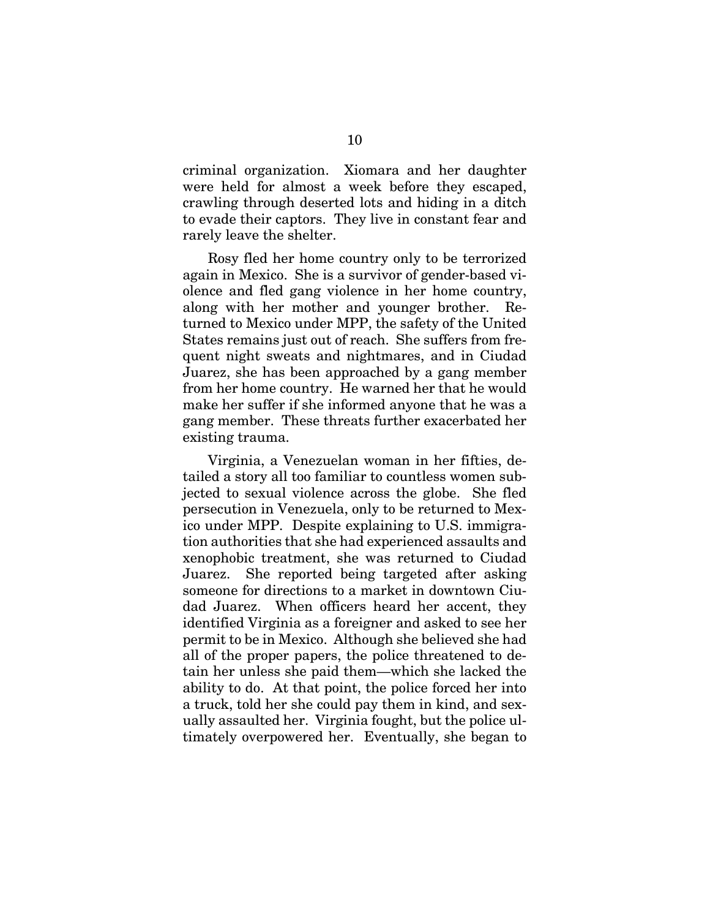criminal organization. Xiomara and her daughter were held for almost a week before they escaped, crawling through deserted lots and hiding in a ditch to evade their captors. They live in constant fear and rarely leave the shelter.

Rosy fled her home country only to be terrorized again in Mexico. She is a survivor of gender-based violence and fled gang violence in her home country, along with her mother and younger brother. Returned to Mexico under MPP, the safety of the United States remains just out of reach. She suffers from frequent night sweats and nightmares, and in Ciudad Juarez, she has been approached by a gang member from her home country. He warned her that he would make her suffer if she informed anyone that he was a gang member. These threats further exacerbated her existing trauma.

Virginia, a Venezuelan woman in her fifties, detailed a story all too familiar to countless women subjected to sexual violence across the globe. She fled persecution in Venezuela, only to be returned to Mexico under MPP. Despite explaining to U.S. immigration authorities that she had experienced assaults and xenophobic treatment, she was returned to Ciudad Juarez. She reported being targeted after asking someone for directions to a market in downtown Ciudad Juarez. When officers heard her accent, they identified Virginia as a foreigner and asked to see her permit to be in Mexico. Although she believed she had all of the proper papers, the police threatened to detain her unless she paid them—which she lacked the ability to do. At that point, the police forced her into a truck, told her she could pay them in kind, and sexually assaulted her. Virginia fought, but the police ultimately overpowered her. Eventually, she began to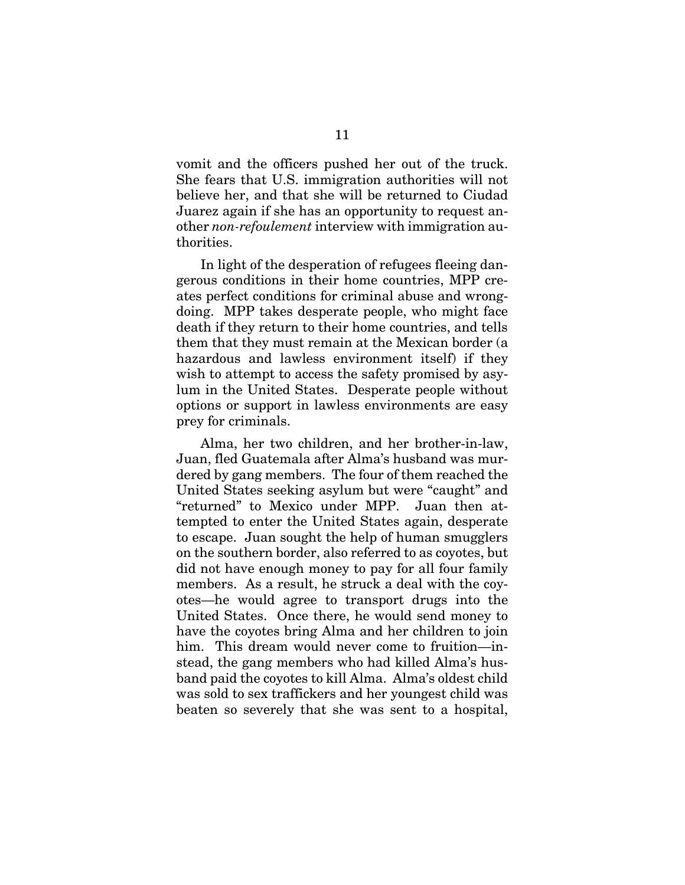vomit and the officers pushed her out of the truck. She fears that U.S. immigration authorities will not believe her, and that she will be returned to Ciudad Juarez again if she has an opportunity to request another *non-refoulement* interview with immigration authorities.

In light of the desperation of refugees fleeing dangerous conditions in their home countries, MPP creates perfect conditions for criminal abuse and wrongdoing. MPP takes desperate people, who might face death if they return to their home countries, and tells them that they must remain at the Mexican border (a hazardous and lawless environment itself) if they wish to attempt to access the safety promised by asylum in the United States. Desperate people without options or support in lawless environments are easy prey for criminals.

Alma, her two children, and her brother-in-law, Juan, fled Guatemala after Alma's husband was murdered by gang members. The four of them reached the United States seeking asylum but were "caught" and "returned" to Mexico under MPP. Juan then attempted to enter the United States again, desperate to escape. Juan sought the help of human smugglers on the southern border, also referred to as coyotes, but did not have enough money to pay for all four family members. As a result, he struck a deal with the coyotes—he would agree to transport drugs into the United States. Once there, he would send money to have the coyotes bring Alma and her children to join him. This dream would never come to fruition—instead, the gang members who had killed Alma's husband paid the coyotes to kill Alma. Alma's oldest child was sold to sex traffickers and her youngest child was beaten so severely that she was sent to a hospital,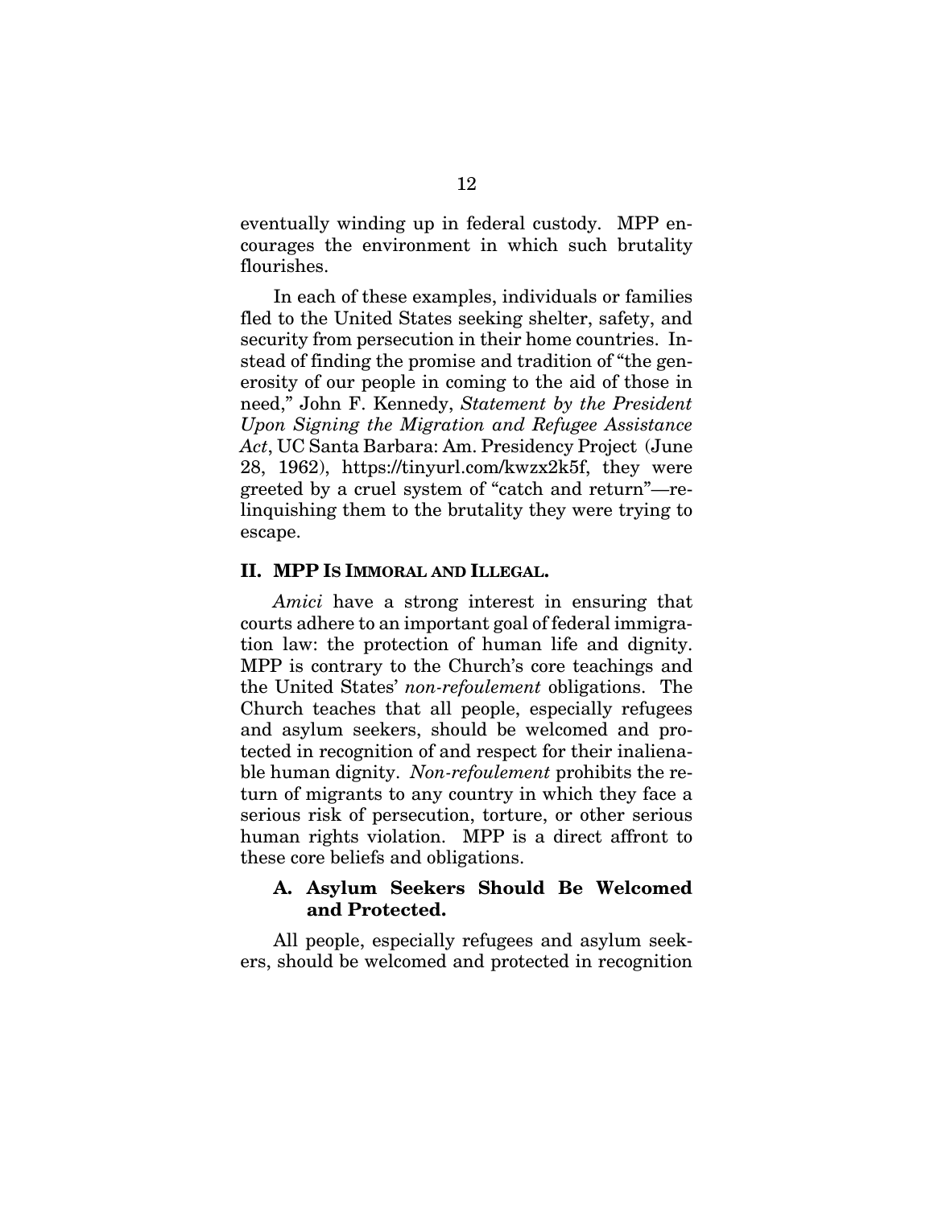eventually winding up in federal custody. MPP encourages the environment in which such brutality flourishes.

In each of these examples, individuals or families fled to the United States seeking shelter, safety, and security from persecution in their home countries. Instead of finding the promise and tradition of "the generosity of our people in coming to the aid of those in need," John F. Kennedy, *Statement by the President Upon Signing the Migration and Refugee Assistance Act*, UC Santa Barbara: Am. Presidency Project (June 28, 1962), https://tinyurl.com/kwzx2k5f, they were greeted by a cruel system of "catch and return"—relinquishing them to the brutality they were trying to escape.

## II. MPP IS IMMORAL AND ILLEGAL.

*Amici* have a strong interest in ensuring that courts adhere to an important goal of federal immigration law: the protection of human life and dignity. MPP is contrary to the Church's core teachings and the United States' *non-refoulement* obligations. The Church teaches that all people, especially refugees and asylum seekers, should be welcomed and protected in recognition of and respect for their inalienable human dignity. *Non-refoulement* prohibits the return of migrants to any country in which they face a serious risk of persecution, torture, or other serious human rights violation. MPP is a direct affront to these core beliefs and obligations.

### A. Asylum Seekers Should Be Welcomed and Protected.

All people, especially refugees and asylum seekers, should be welcomed and protected in recognition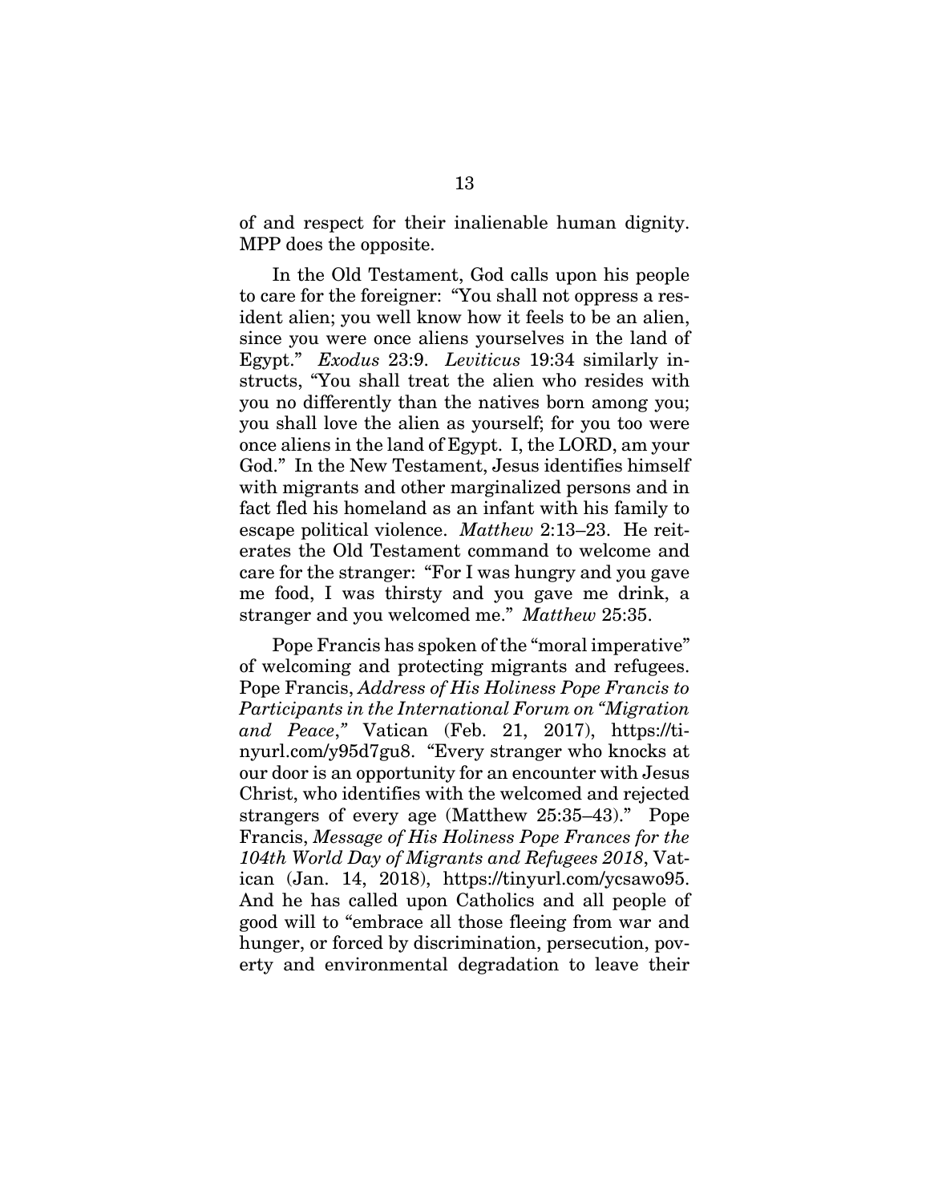of and respect for their inalienable human dignity. MPP does the opposite.

In the Old Testament, God calls upon his people to care for the foreigner: "You shall not oppress a resident alien; you well know how it feels to be an alien, since you were once aliens yourselves in the land of Egypt." *Exodus* 23:9. *Leviticus* 19:34 similarly instructs, "You shall treat the alien who resides with you no differently than the natives born among you; you shall love the alien as yourself; for you too were once aliens in the land of Egypt. I, the LORD, am your God." In the New Testament, Jesus identifies himself with migrants and other marginalized persons and in fact fled his homeland as an infant with his family to escape political violence. *Matthew* 2:13–23. He reiterates the Old Testament command to welcome and care for the stranger: "For I was hungry and you gave me food, I was thirsty and you gave me drink, a stranger and you welcomed me." *Matthew* 25:35.

Pope Francis has spoken of the "moral imperative" of welcoming and protecting migrants and refugees. Pope Francis, *Address of His Holiness Pope Francis to Participants in the International Forum on "Migration and Peace*," Vatican (Feb. 21, 2017), https://tinyurl.com/y95d7gu8. "Every stranger who knocks at our door is an opportunity for an encounter with Jesus Christ, who identifies with the welcomed and rejected strangers of every age (Matthew 25:35–43)." Pope Francis, *Message of His Holiness Pope Frances for the 104th World Day of Migrants and Refugees 2018*, Vatican (Jan. 14, 2018), https://tinyurl.com/ycsawo95. And he has called upon Catholics and all people of good will to "embrace all those fleeing from war and hunger, or forced by discrimination, persecution, poverty and environmental degradation to leave their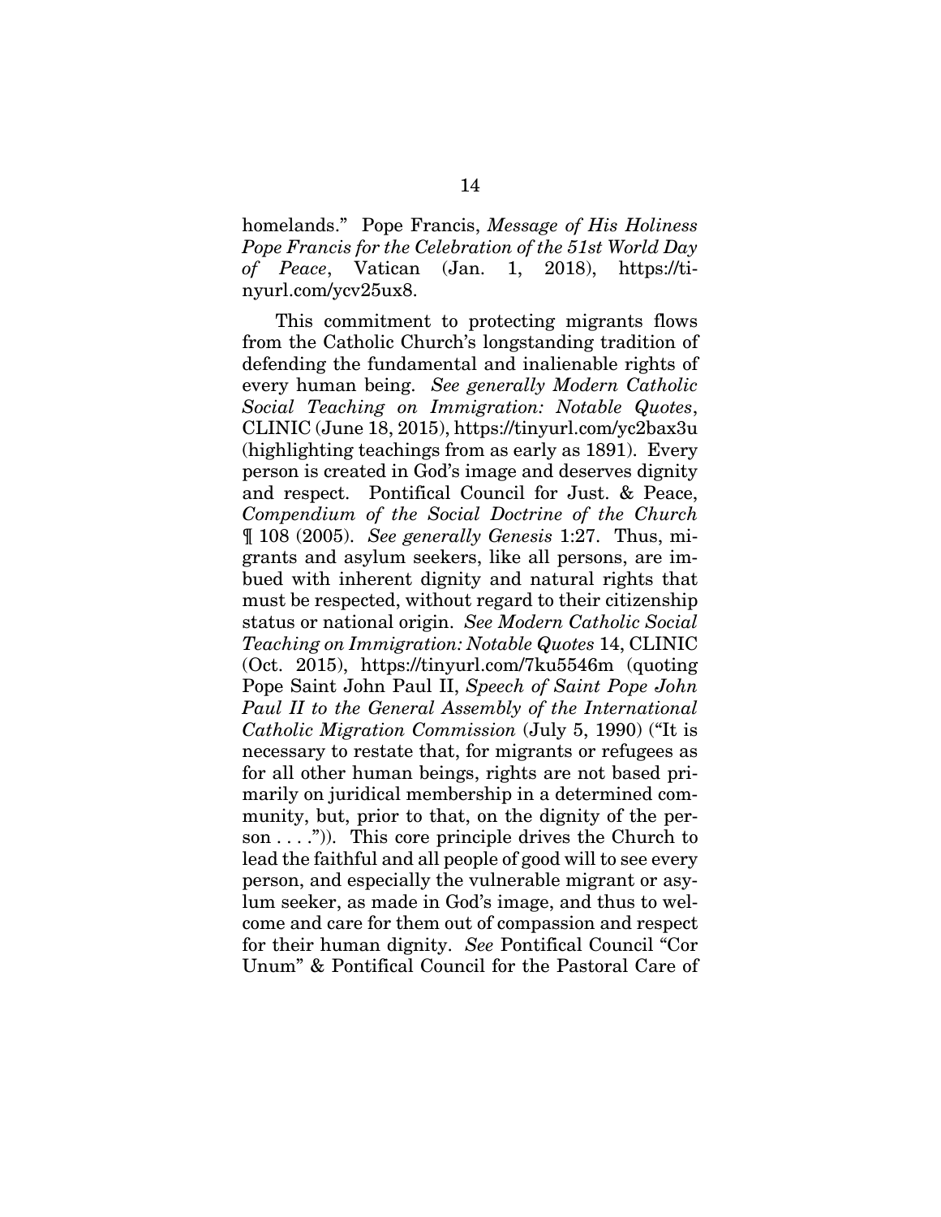homelands." Pope Francis, *Message of His Holiness Pope Francis for the Celebration of the 51st World Day of Peace*, Vatican (Jan. 1, 2018), https://tinyurl.com/ycv25ux8.

This commitment to protecting migrants flows from the Catholic Church's longstanding tradition of defending the fundamental and inalienable rights of every human being. *See generally Modern Catholic Social Teaching on Immigration: Notable Quotes*, CLINIC (June 18, 2015), https://tinyurl.com/yc2bax3u (highlighting teachings from as early as 1891). Every person is created in God's image and deserves dignity and respect. Pontifical Council for Just. & Peace, *Compendium of the Social Doctrine of the Church* ¶ 108 (2005). *See generally Genesis* 1:27. Thus, migrants and asylum seekers, like all persons, are imbued with inherent dignity and natural rights that must be respected, without regard to their citizenship status or national origin. *See Modern Catholic Social Teaching on Immigration: Notable Quotes* 14, CLINIC (Oct. 2015), https://tinyurl.com/7ku5546m (quoting Pope Saint John Paul II, *Speech of Saint Pope John Paul II to the General Assembly of the International Catholic Migration Commission* (July 5, 1990) ("It is necessary to restate that, for migrants or refugees as for all other human beings, rights are not based primarily on juridical membership in a determined community, but, prior to that, on the dignity of the person . . . .")). This core principle drives the Church to lead the faithful and all people of good will to see every person, and especially the vulnerable migrant or asylum seeker, as made in God's image, and thus to welcome and care for them out of compassion and respect for their human dignity. *See* Pontifical Council "Cor Unum" & Pontifical Council for the Pastoral Care of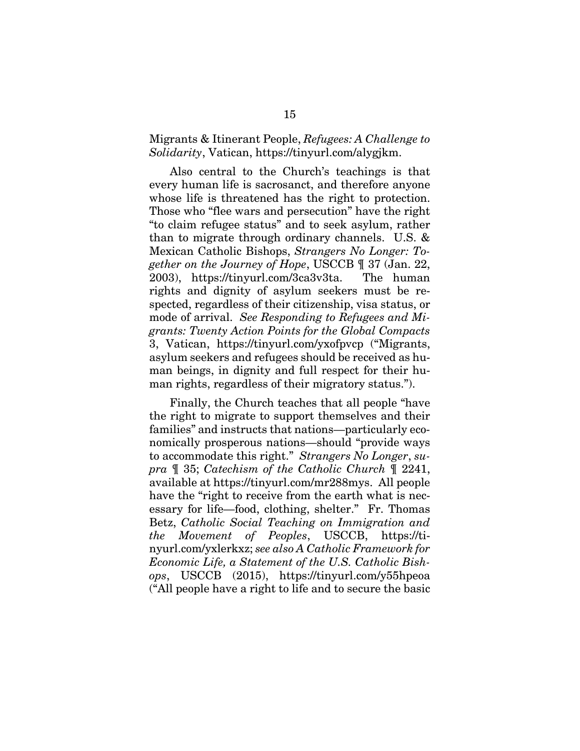Migrants & Itinerant People, *Refugees: A Challenge to Solidarity*, Vatican, https://tinyurl.com/alygjkm.

Also central to the Church's teachings is that every human life is sacrosanct, and therefore anyone whose life is threatened has the right to protection. Those who "flee wars and persecution" have the right "to claim refugee status" and to seek asylum, rather than to migrate through ordinary channels. U.S. & Mexican Catholic Bishops, *Strangers No Longer: Together on the Journey of Hope*, USCCB ¶ 37 (Jan. 22, 2003), https://tinyurl.com/3ca3v3ta. The human rights and dignity of asylum seekers must be respected, regardless of their citizenship, visa status, or mode of arrival. *See Responding to Refugees and Migrants: Twenty Action Points for the Global Compacts* 3, Vatican, https://tinyurl.com/yxofpvcp ("Migrants, asylum seekers and refugees should be received as human beings, in dignity and full respect for their human rights, regardless of their migratory status.").

Finally, the Church teaches that all people "have the right to migrate to support themselves and their families" and instructs that nations—particularly economically prosperous nations—should "provide ways to accommodate this right." *Strangers No Longer*, *supra* ¶ 35; *Catechism of the Catholic Church* ¶ 2241, available at https://tinyurl.com/mr288mys. All people have the "right to receive from the earth what is necessary for life—food, clothing, shelter." Fr. Thomas Betz, *Catholic Social Teaching on Immigration and the Movement of Peoples*, USCCB, https://tinyurl.com/yxlerkxz; *see also A Catholic Framework for Economic Life, a Statement of the U.S. Catholic Bishops*, USCCB (2015), https://tinyurl.com/y55hpeoa ("All people have a right to life and to secure the basic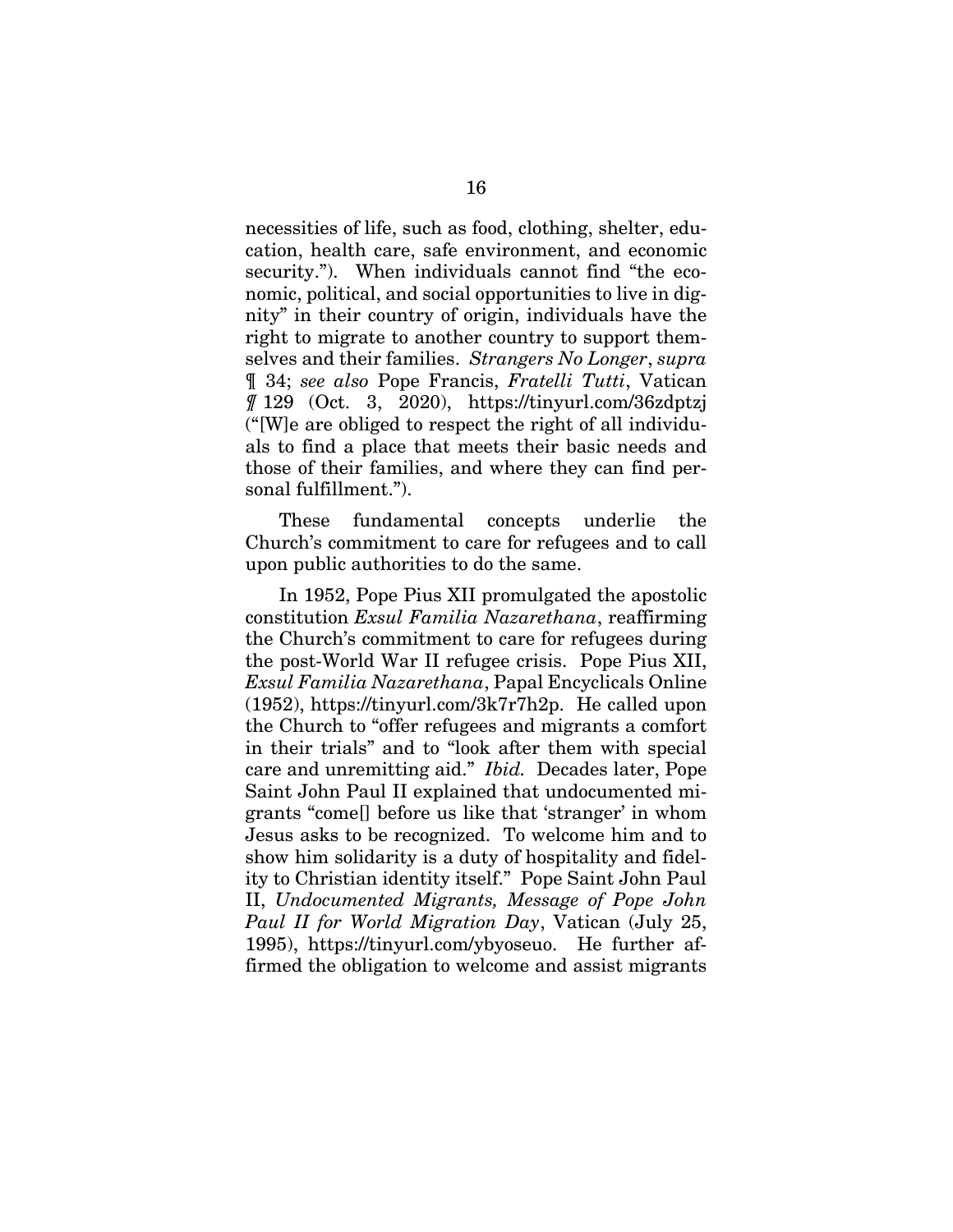necessities of life, such as food, clothing, shelter, education, health care, safe environment, and economic security."). When individuals cannot find "the economic, political, and social opportunities to live in dignity" in their country of origin, individuals have the right to migrate to another country to support themselves and their families. *Strangers No Longer*, *supra* ¶ 34; *see also* Pope Francis, *Fratelli Tutti*, Vatican ¶ 129 (Oct. 3, 2020), https://tinyurl.com/36zdptzj ("[W]e are obliged to respect the right of all individuals to find a place that meets their basic needs and those of their families, and where they can find personal fulfillment.").

These fundamental concepts underlie the Church's commitment to care for refugees and to call upon public authorities to do the same.

In 1952, Pope Pius XII promulgated the apostolic constitution *Exsul Familia Nazarethana*, reaffirming the Church's commitment to care for refugees during the post-World War II refugee crisis. Pope Pius XII, *Exsul Familia Nazarethana*, Papal Encyclicals Online (1952), https://tinyurl.com/3k7r7h2p. He called upon the Church to "offer refugees and migrants a comfort in their trials" and to "look after them with special care and unremitting aid." *Ibid.* Decades later, Pope Saint John Paul II explained that undocumented migrants "come[] before us like that 'stranger' in whom Jesus asks to be recognized. To welcome him and to show him solidarity is a duty of hospitality and fidelity to Christian identity itself." Pope Saint John Paul II, *Undocumented Migrants, Message of Pope John Paul II for World Migration Day*, Vatican (July 25, 1995), https://tinyurl.com/ybyoseuo. He further affirmed the obligation to welcome and assist migrants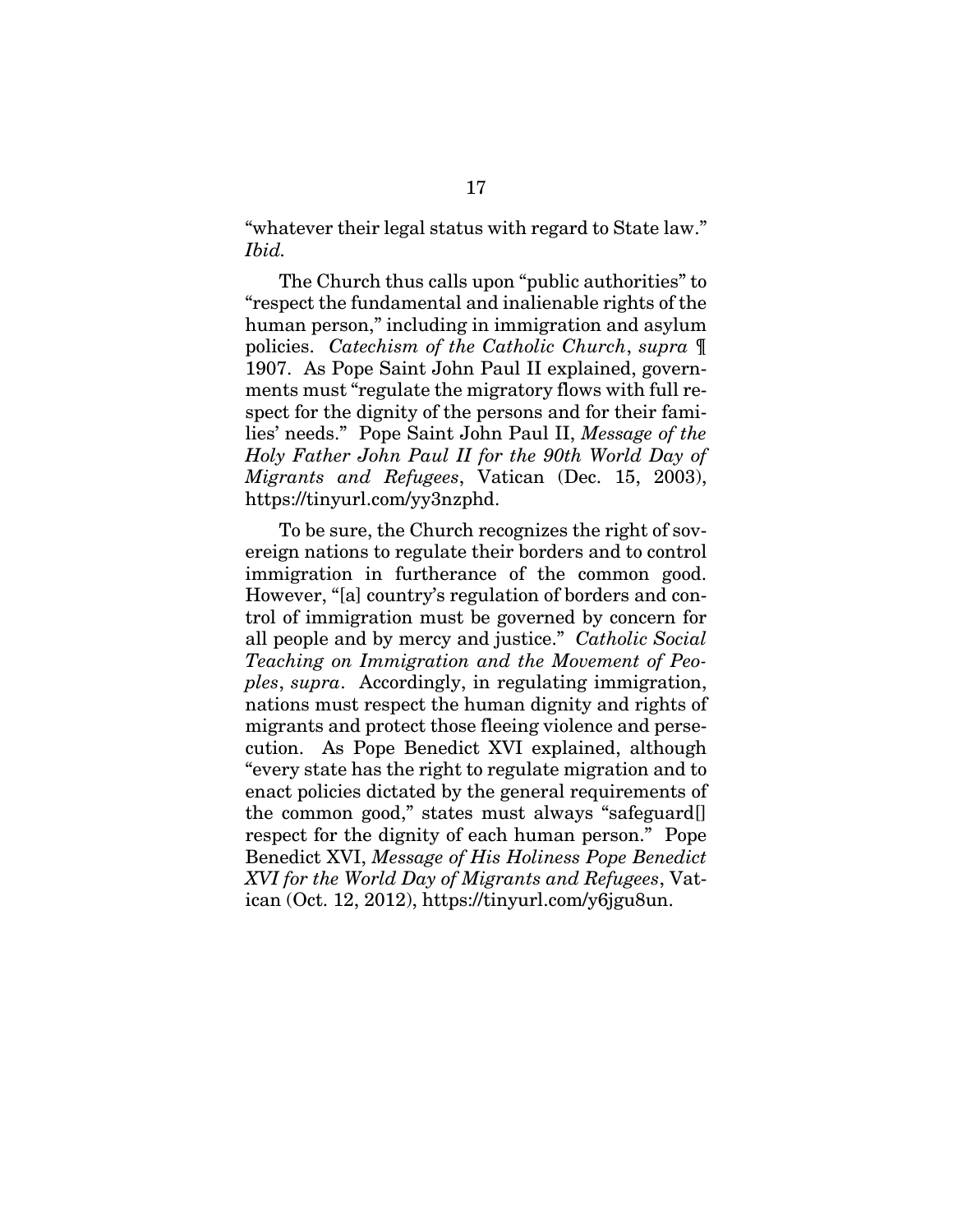"whatever their legal status with regard to State law." *Ibid.*

The Church thus calls upon "public authorities" to "respect the fundamental and inalienable rights of the human person," including in immigration and asylum policies. *Catechism of the Catholic Church*, *supra* ¶ 1907. As Pope Saint John Paul II explained, governments must "regulate the migratory flows with full respect for the dignity of the persons and for their families' needs." Pope Saint John Paul II, *Message of the Holy Father John Paul II for the 90th World Day of Migrants and Refugees*, Vatican (Dec. 15, 2003), https://tinyurl.com/yy3nzphd.

To be sure, the Church recognizes the right of sovereign nations to regulate their borders and to control immigration in furtherance of the common good. However, "[a] country's regulation of borders and control of immigration must be governed by concern for all people and by mercy and justice." *Catholic Social Teaching on Immigration and the Movement of Peoples*, *supra*. Accordingly, in regulating immigration, nations must respect the human dignity and rights of migrants and protect those fleeing violence and persecution. As Pope Benedict XVI explained, although "every state has the right to regulate migration and to enact policies dictated by the general requirements of the common good," states must always "safeguard[] respect for the dignity of each human person." Pope Benedict XVI, *Message of His Holiness Pope Benedict XVI for the World Day of Migrants and Refugees*, Vatican (Oct. 12, 2012), https://tinyurl.com/y6jgu8un.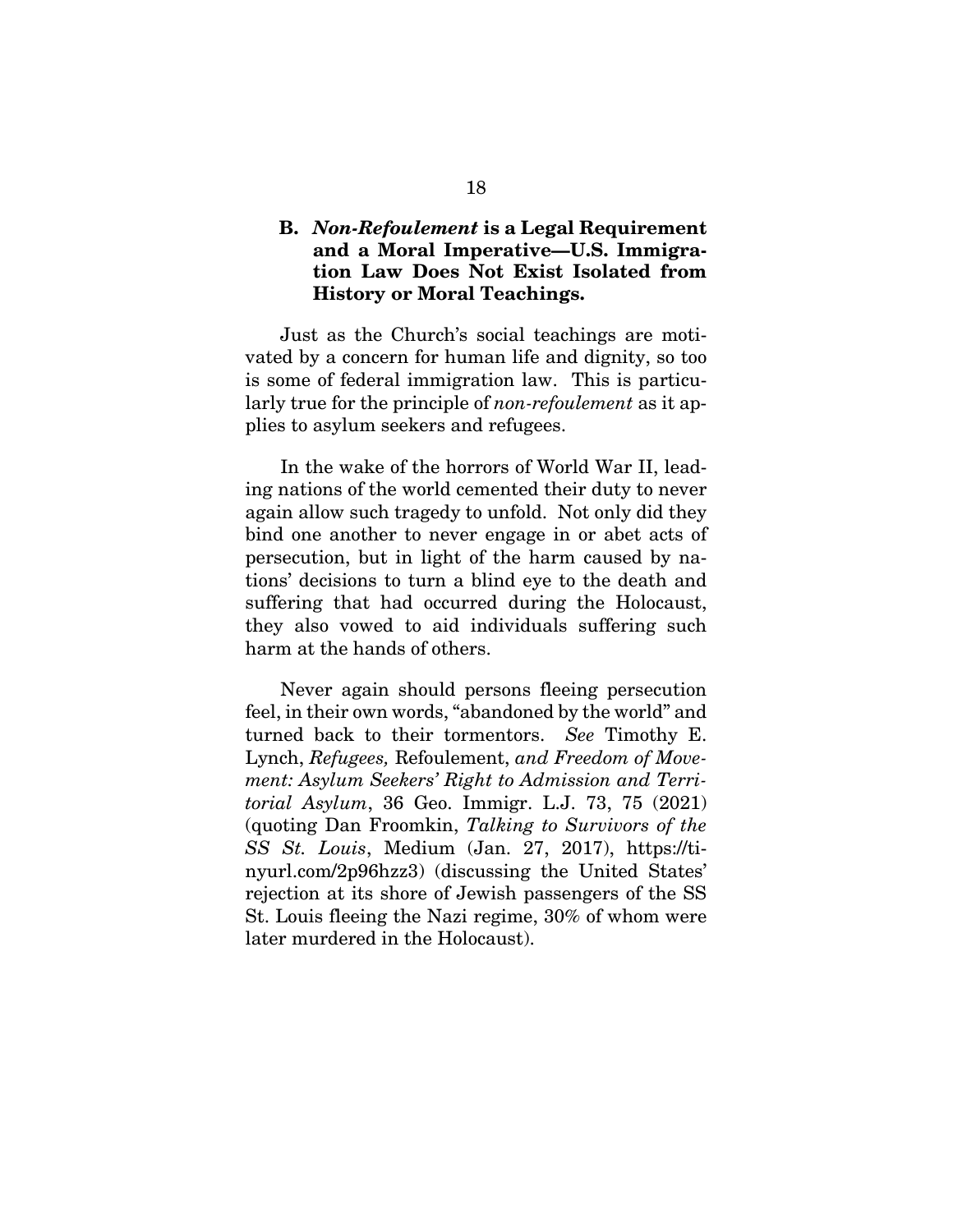### B. *Non-Refoulement* is a Legal Requirement and a Moral Imperative—U.S. Immigration Law Does Not Exist Isolated from History or Moral Teachings.

Just as the Church's social teachings are motivated by a concern for human life and dignity, so too is some of federal immigration law. This is particularly true for the principle of *non-refoulement* as it applies to asylum seekers and refugees.

In the wake of the horrors of World War II, leading nations of the world cemented their duty to never again allow such tragedy to unfold. Not only did they bind one another to never engage in or abet acts of persecution, but in light of the harm caused by nations' decisions to turn a blind eye to the death and suffering that had occurred during the Holocaust, they also vowed to aid individuals suffering such harm at the hands of others.

Never again should persons fleeing persecution feel, in their own words, "abandoned by the world" and turned back to their tormentors. *See* Timothy E. Lynch, *Refugees,* Refoulement, *and Freedom of Movement: Asylum Seekers' Right to Admission and Territorial Asylum*, 36 Geo. Immigr. L.J. 73, 75 (2021) (quoting Dan Froomkin, *Talking to Survivors of the SS St. Louis*, Medium (Jan. 27, 2017), https://tinyurl.com/2p96hzz3) (discussing the United States' rejection at its shore of Jewish passengers of the SS St. Louis fleeing the Nazi regime, 30% of whom were later murdered in the Holocaust).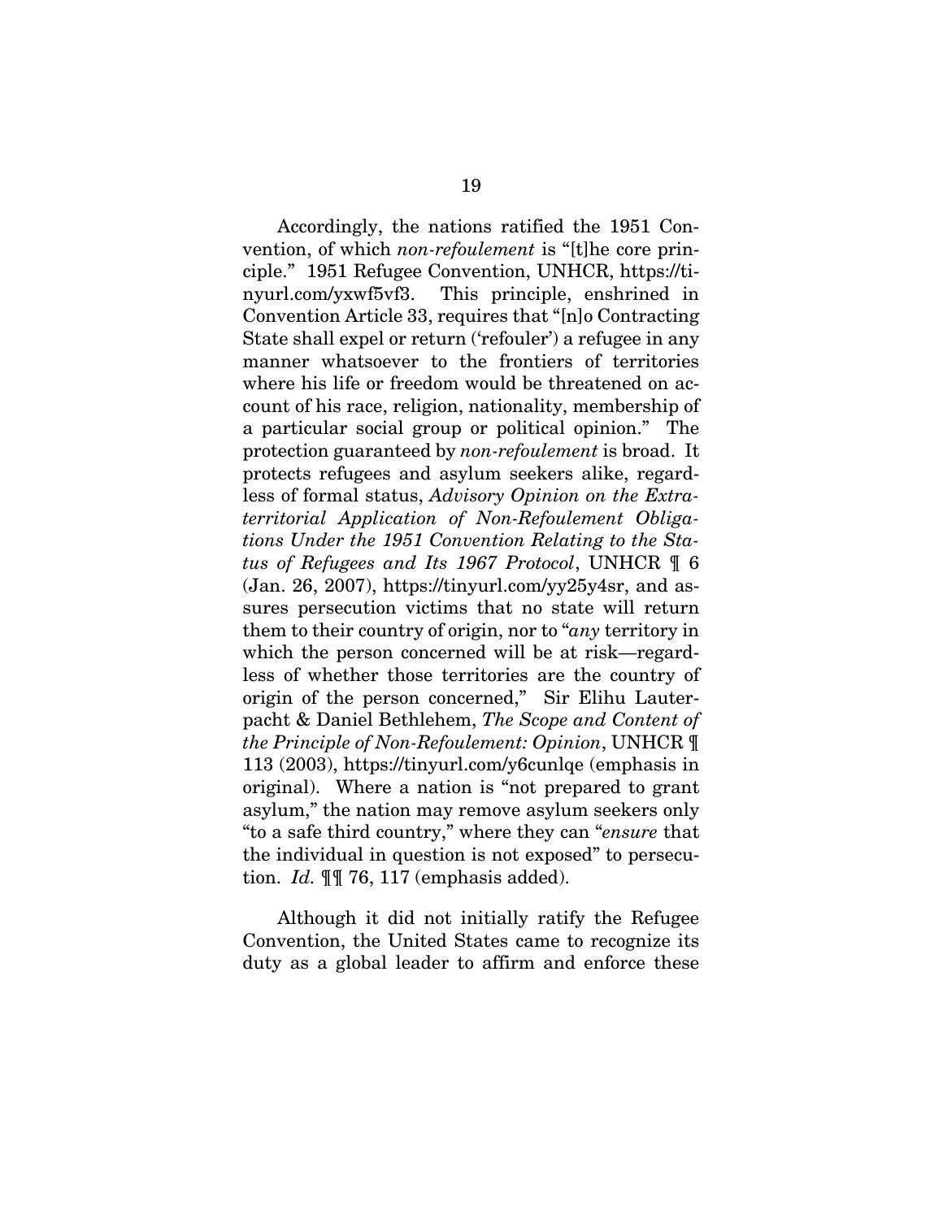Accordingly, the nations ratified the 1951 Convention, of which *non-refoulement* is "[t]he core principle." 1951 Refugee Convention, UNHCR, https://tinyurl.com/yxwf5vf3. This principle, enshrined in Convention Article 33, requires that "[n]o Contracting State shall expel or return ('refouler') a refugee in any manner whatsoever to the frontiers of territories where his life or freedom would be threatened on account of his race, religion, nationality, membership of a particular social group or political opinion." The protection guaranteed by *non-refoulement* is broad. It protects refugees and asylum seekers alike, regardless of formal status, *Advisory Opinion on the Extraterritorial Application of Non-Refoulement Obligations Under the 1951 Convention Relating to the Status of Refugees and Its 1967 Protocol*, UNHCR ¶ 6 (Jan. 26, 2007), https://tinyurl.com/yy25y4sr, and assures persecution victims that no state will return them to their country of origin, nor to "*any* territory in which the person concerned will be at risk—regardless of whether those territories are the country of origin of the person concerned," Sir Elihu Lauterpacht & Daniel Bethlehem, *The Scope and Content of the Principle of Non-Refoulement: Opinion*, UNHCR ¶ 113 (2003), https://tinyurl.com/y6cunlqe (emphasis in original). Where a nation is "not prepared to grant asylum," the nation may remove asylum seekers only "to a safe third country," where they can "*ensure* that the individual in question is not exposed" to persecution. *Id.* ¶¶ 76, 117 (emphasis added).

Although it did not initially ratify the Refugee Convention, the United States came to recognize its duty as a global leader to affirm and enforce these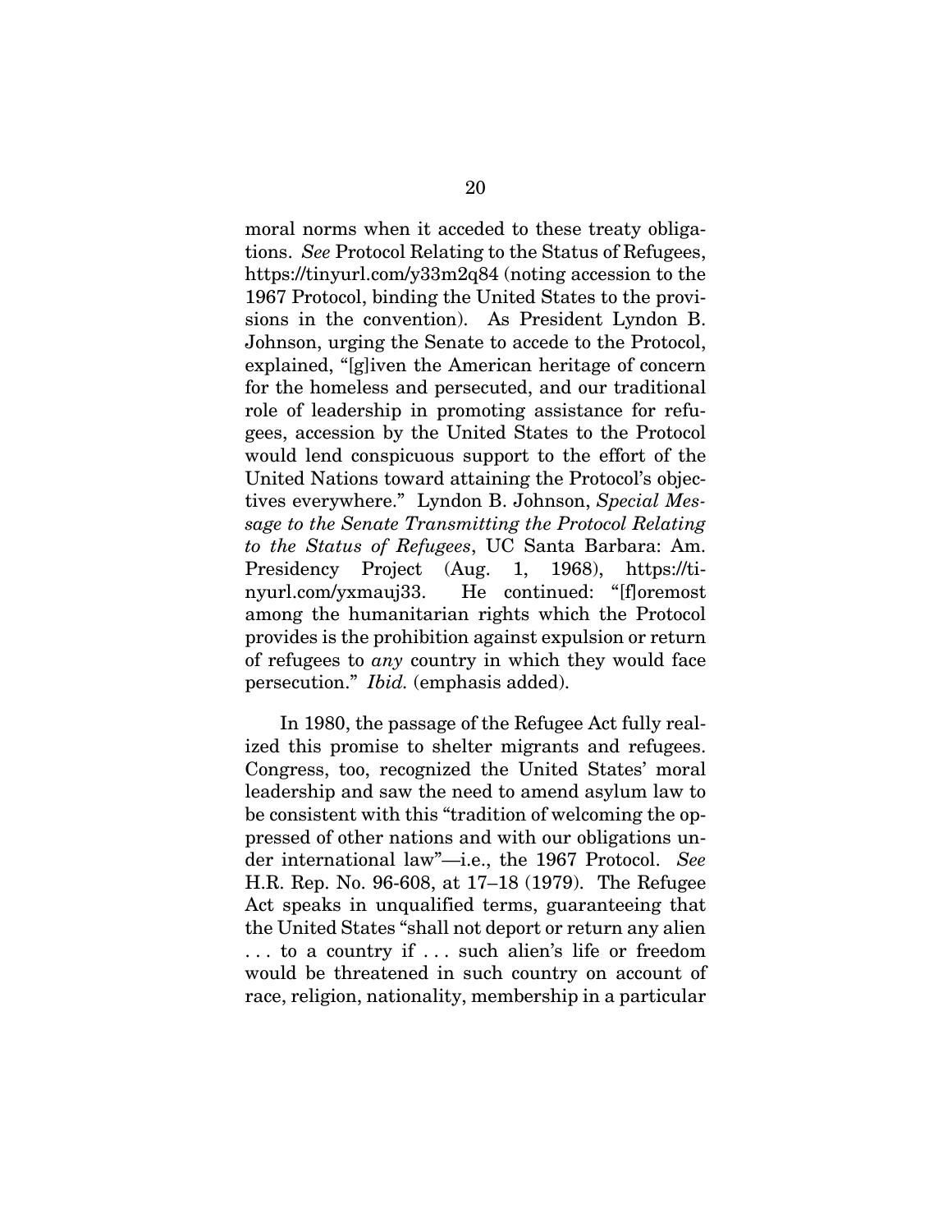moral norms when it acceded to these treaty obligations. *See* Protocol Relating to the Status of Refugees, https://tinyurl.com/y33m2q84 (noting accession to the 1967 Protocol, binding the United States to the provisions in the convention). As President Lyndon B. Johnson, urging the Senate to accede to the Protocol, explained, "[g]iven the American heritage of concern for the homeless and persecuted, and our traditional role of leadership in promoting assistance for refugees, accession by the United States to the Protocol would lend conspicuous support to the effort of the United Nations toward attaining the Protocol's objectives everywhere." Lyndon B. Johnson, *Special Message to the Senate Transmitting the Protocol Relating to the Status of Refugees*, UC Santa Barbara: Am. Presidency Project (Aug. 1, 1968), https://tinyurl.com/yxmauj33. He continued: "[f]oremost among the humanitarian rights which the Protocol provides is the prohibition against expulsion or return of refugees to *any* country in which they would face persecution." *Ibid.* (emphasis added).

In 1980, the passage of the Refugee Act fully realized this promise to shelter migrants and refugees. Congress, too, recognized the United States' moral leadership and saw the need to amend asylum law to be consistent with this "tradition of welcoming the oppressed of other nations and with our obligations under international law"—i.e., the 1967 Protocol. *See* H.R. Rep. No. 96-608, at 17–18 (1979). The Refugee Act speaks in unqualified terms, guaranteeing that the United States "shall not deport or return any alien . . . to a country if . . . such alien's life or freedom would be threatened in such country on account of race, religion, nationality, membership in a particular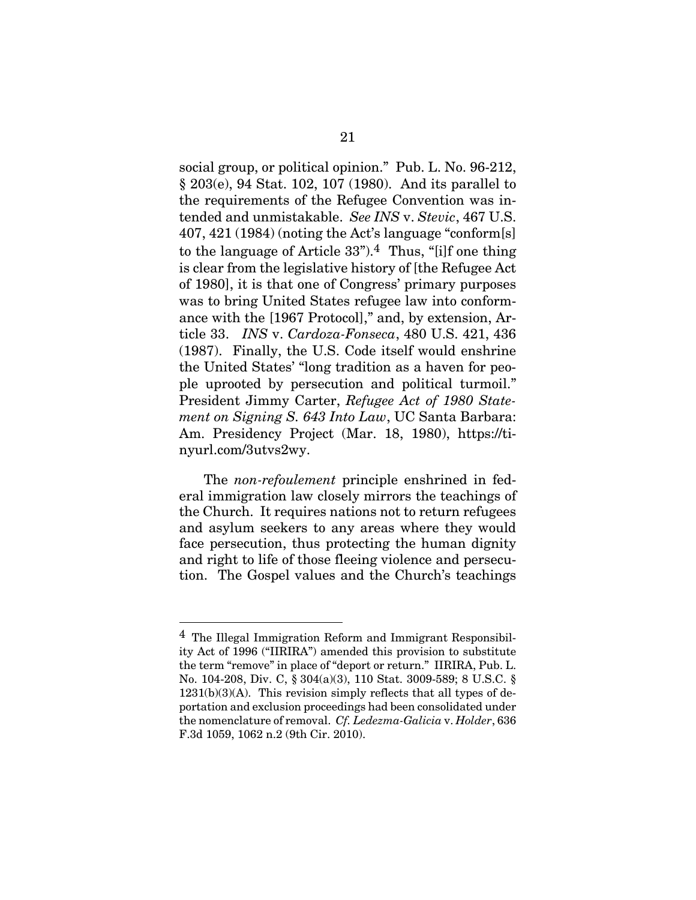social group, or political opinion." Pub. L. No. 96-212, § 203(e), 94 Stat. 102, 107 (1980). And its parallel to the requirements of the Refugee Convention was intended and unmistakable. *See INS* v. *Stevic*, 467 U.S. 407, 421 (1984) (noting the Act's language "conform[s] to the language of Article 33").[4] Thus, "[i]f one thing is clear from the legislative history of [the Refugee Act of 1980], it is that one of Congress' primary purposes was to bring United States refugee law into conformance with the [1967 Protocol]," and, by extension, Article 33. *INS* v. *Cardoza-Fonseca*, 480 U.S. 421, 436 (1987). Finally, the U.S. Code itself would enshrine the United States' "long tradition as a haven for people uprooted by persecution and political turmoil." President Jimmy Carter, *Refugee Act of 1980 Statement on Signing S. 643 Into Law*, UC Santa Barbara: Am. Presidency Project (Mar. 18, 1980), https://tinyurl.com/3utvs2wy.

The *non-refoulement* principle enshrined in federal immigration law closely mirrors the teachings of the Church. It requires nations not to return refugees and asylum seekers to any areas where they would face persecution, thus protecting the human dignity and right to life of those fleeing violence and persecution. The Gospel values and the Church's teachings

---

[4] The Illegal Immigration Reform and Immigrant Responsibility Act of 1996 ("IIRIRA") amended this provision to substitute the term "remove" in place of "deport or return." IIRIRA, Pub. L. No. 104-208, Div. C, § 304(a)(3), 110 Stat. 3009-589; 8 U.S.C. § 1231(b)(3)(A). This revision simply reflects that all types of deportation and exclusion proceedings had been consolidated under the nomenclature of removal. *Cf. Ledezma-Galicia* v. *Holder*, 636 F.3d 1059, 1062 n.2 (9th Cir. 2010).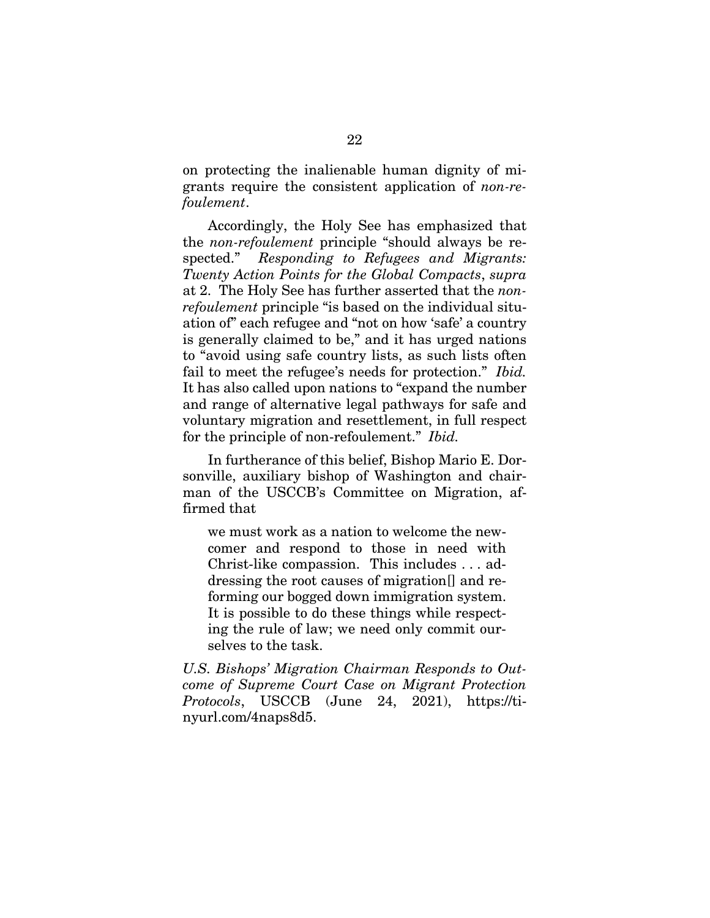on protecting the inalienable human dignity of migrants require the consistent application of *non-refoulement*.

Accordingly, the Holy See has emphasized that the *non-refoulement* principle "should always be respected." *Responding to Refugees and Migrants: Twenty Action Points for the Global Compacts*, *supra* at 2. The Holy See has further asserted that the *non-refoulement* principle "is based on the individual situation of" each refugee and "not on how 'safe' a country is generally claimed to be," and it has urged nations to "avoid using safe country lists, as such lists often fail to meet the refugee's needs for protection." *Ibid.* It has also called upon nations to "expand the number and range of alternative legal pathways for safe and voluntary migration and resettlement, in full respect for the principle of non-refoulement." *Ibid.*

In furtherance of this belief, Bishop Mario E. Dorsonville, auxiliary bishop of Washington and chairman of the USCCB's Committee on Migration, affirmed that

> we must work as a nation to welcome the newcomer and respond to those in need with Christ-like compassion. This includes . . . addressing the root causes of migration[] and reforming our bogged down immigration system. It is possible to do these things while respecting the rule of law; we need only commit ourselves to the task.

*U.S. Bishops' Migration Chairman Responds to Outcome of Supreme Court Case on Migrant Protection Protocols*, USCCB (June 24, 2021), https://tinyurl.com/4naps8d5.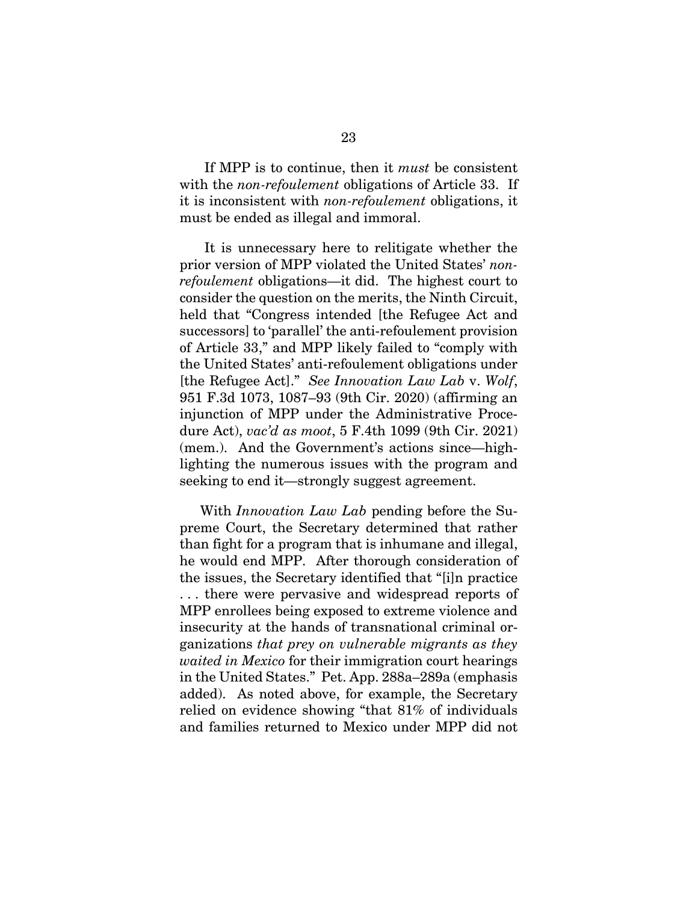If MPP is to continue, then it *must* be consistent with the *non-refoulement* obligations of Article 33. If it is inconsistent with *non-refoulement* obligations, it must be ended as illegal and immoral.

It is unnecessary here to relitigate whether the prior version of MPP violated the United States' *non-refoulement* obligations—it did. The highest court to consider the question on the merits, the Ninth Circuit, held that "Congress intended [the Refugee Act and successors] to 'parallel' the anti-refoulement provision of Article 33," and MPP likely failed to "comply with the United States' anti-refoulement obligations under [the Refugee Act]." *See Innovation Law Lab* v. *Wolf*, 951 F.3d 1073, 1087–93 (9th Cir. 2020) (affirming an injunction of MPP under the Administrative Procedure Act), *vac'd as moot*, 5 F.4th 1099 (9th Cir. 2021) (mem.). And the Government's actions since—highlighting the numerous issues with the program and seeking to end it—strongly suggest agreement.

With *Innovation Law Lab* pending before the Supreme Court, the Secretary determined that rather than fight for a program that is inhumane and illegal, he would end MPP. After thorough consideration of the issues, the Secretary identified that "[i]n practice . . . there were pervasive and widespread reports of MPP enrollees being exposed to extreme violence and insecurity at the hands of transnational criminal organizations *that prey on vulnerable migrants as they waited in Mexico* for their immigration court hearings in the United States." Pet. App. 288a–289a (emphasis added). As noted above, for example, the Secretary relied on evidence showing "that 81% of individuals and families returned to Mexico under MPP did not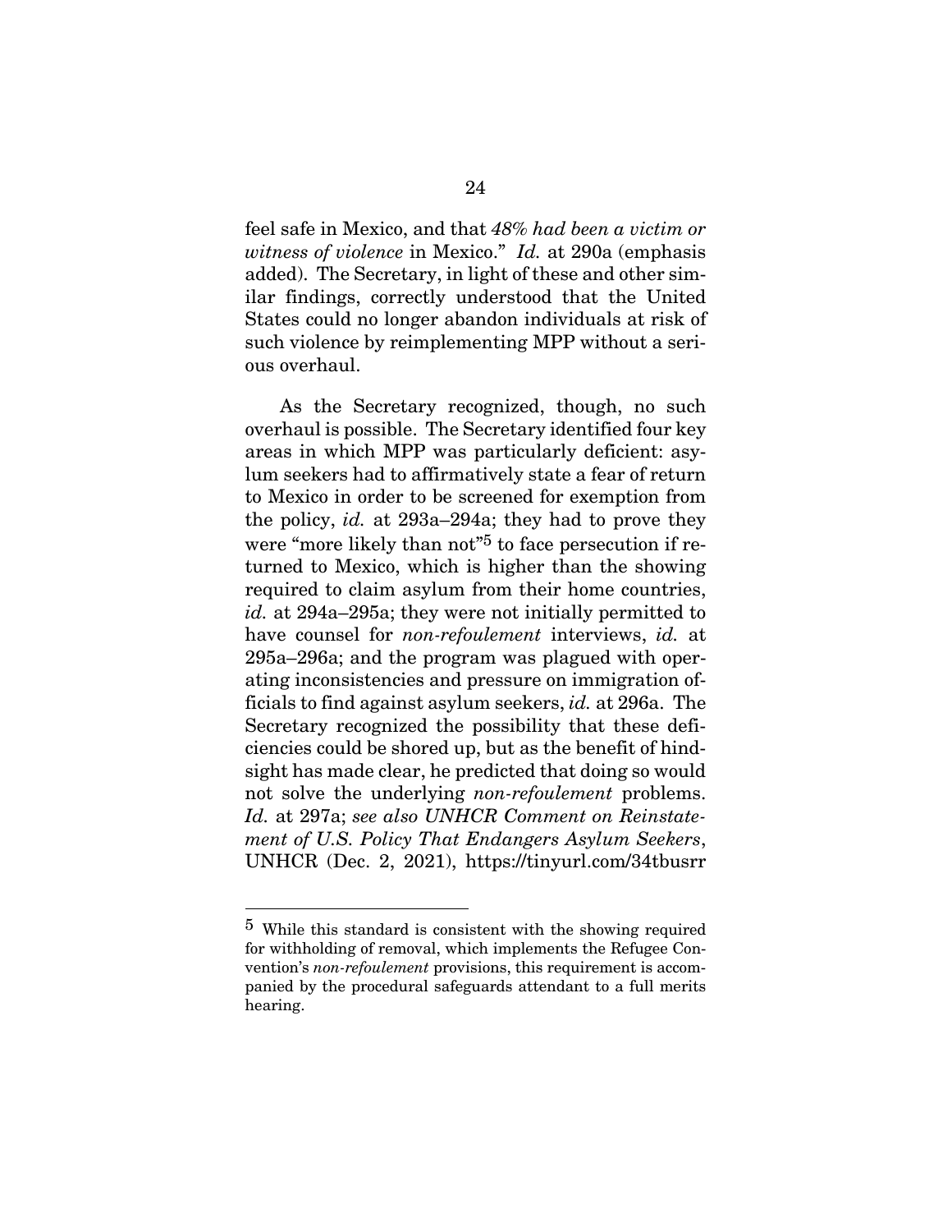feel safe in Mexico, and that *48% had been a victim or witness of violence* in Mexico." *Id.* at 290a (emphasis added). The Secretary, in light of these and other similar findings, correctly understood that the United States could no longer abandon individuals at risk of such violence by reimplementing MPP without a serious overhaul.

As the Secretary recognized, though, no such overhaul is possible. The Secretary identified four key areas in which MPP was particularly deficient: asylum seekers had to affirmatively state a fear of return to Mexico in order to be screened for exemption from the policy, *id.* at 293a–294a; they had to prove they were "more likely than not"[5] to face persecution if returned to Mexico, which is higher than the showing required to claim asylum from their home countries, *id.* at 294a–295a; they were not initially permitted to have counsel for *non-refoulement* interviews, *id.* at 295a–296a; and the program was plagued with operating inconsistencies and pressure on immigration officials to find against asylum seekers, *id.* at 296a. The Secretary recognized the possibility that these deficiencies could be shored up, but as the benefit of hindsight has made clear, he predicted that doing so would not solve the underlying *non-refoulement* problems. *Id.* at 297a; *see also UNHCR Comment on Reinstatement of U.S. Policy That Endangers Asylum Seekers*, UNHCR (Dec. 2, 2021), https://tinyurl.com/34tbusrr

---

[5] While this standard is consistent with the showing required for withholding of removal, which implements the Refugee Convention's *non-refoulement* provisions, this requirement is accompanied by the procedural safeguards attendant to a full merits hearing.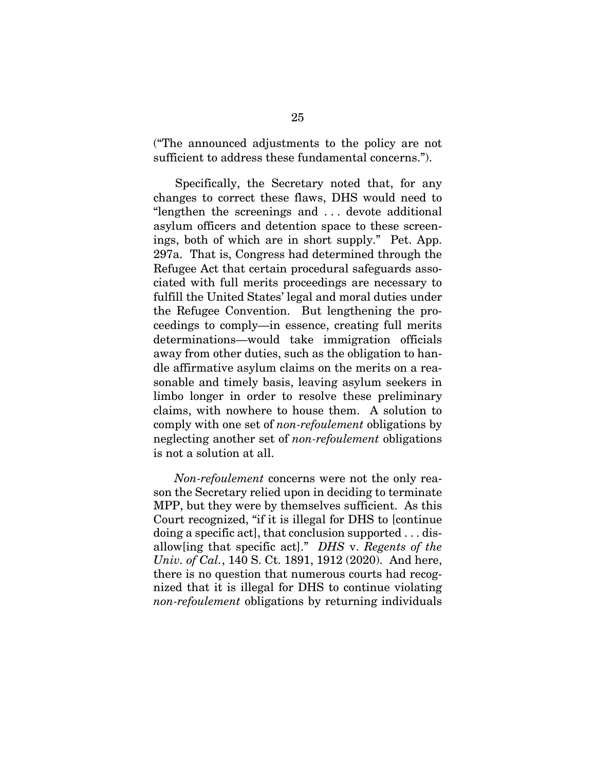("The announced adjustments to the policy are not sufficient to address these fundamental concerns.").

Specifically, the Secretary noted that, for any changes to correct these flaws, DHS would need to "lengthen the screenings and . . . devote additional asylum officers and detention space to these screenings, both of which are in short supply." Pet. App. 297a. That is, Congress had determined through the Refugee Act that certain procedural safeguards associated with full merits proceedings are necessary to fulfill the United States' legal and moral duties under the Refugee Convention. But lengthening the proceedings to comply—in essence, creating full merits determinations—would take immigration officials away from other duties, such as the obligation to handle affirmative asylum claims on the merits on a reasonable and timely basis, leaving asylum seekers in limbo longer in order to resolve these preliminary claims, with nowhere to house them. A solution to comply with one set of *non-refoulement* obligations by neglecting another set of *non-refoulement* obligations is not a solution at all.

*Non-refoulement* concerns were not the only reason the Secretary relied upon in deciding to terminate MPP, but they were by themselves sufficient. As this Court recognized, "if it is illegal for DHS to [continue doing a specific act], that conclusion supported . . . disallow[ing that specific act]." *DHS* v. *Regents of the Univ. of Cal.*, 140 S. Ct. 1891, 1912 (2020). And here, there is no question that numerous courts had recognized that it is illegal for DHS to continue violating *non-refoulement* obligations by returning individuals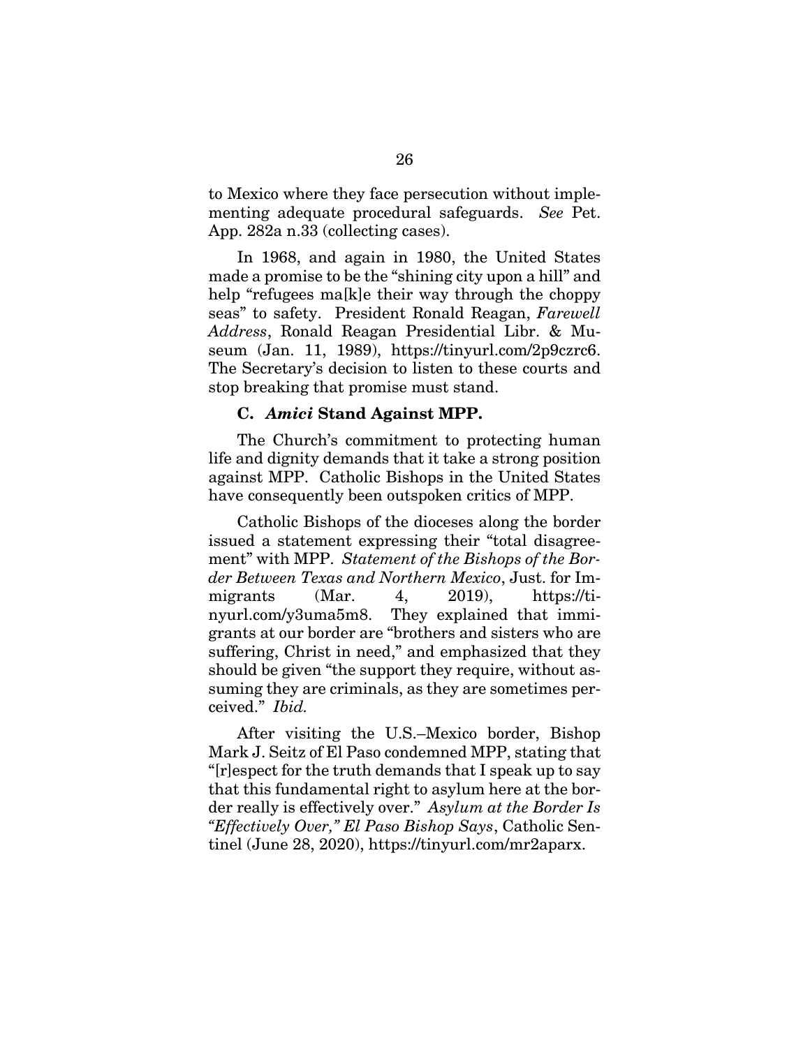to Mexico where they face persecution without implementing adequate procedural safeguards. *See* Pet. App. 282a n.33 (collecting cases).

In 1968, and again in 1980, the United States made a promise to be the "shining city upon a hill" and help "refugees ma[k]e their way through the choppy seas" to safety. President Ronald Reagan, *Farewell Address*, Ronald Reagan Presidential Libr. & Museum (Jan. 11, 1989), https://tinyurl.com/2p9czrc6. The Secretary's decision to listen to these courts and stop breaking that promise must stand.

### C. *Amici* Stand Against MPP.

The Church's commitment to protecting human life and dignity demands that it take a strong position against MPP. Catholic Bishops in the United States have consequently been outspoken critics of MPP.

Catholic Bishops of the dioceses along the border issued a statement expressing their "total disagreement" with MPP. *Statement of the Bishops of the Border Between Texas and Northern Mexico*, Just. for Immigrants (Mar. 4, 2019), https://tinyurl.com/y3uma5m8. They explained that immigrants at our border are "brothers and sisters who are suffering, Christ in need," and emphasized that they should be given "the support they require, without assuming they are criminals, as they are sometimes perceived." *Ibid.*

After visiting the U.S.–Mexico border, Bishop Mark J. Seitz of El Paso condemned MPP, stating that "[r]espect for the truth demands that I speak up to say that this fundamental right to asylum here at the border really is effectively over." *Asylum at the Border Is "Effectively Over," El Paso Bishop Says*, Catholic Sentinel (June 28, 2020), https://tinyurl.com/mr2aparx.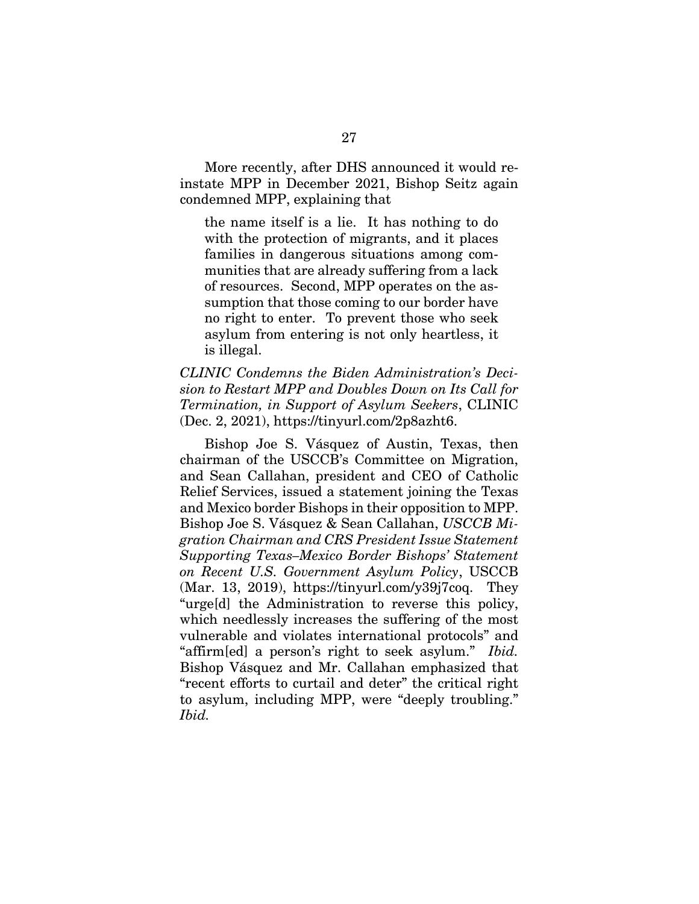More recently, after DHS announced it would reinstate MPP in December 2021, Bishop Seitz again condemned MPP, explaining that

> the name itself is a lie. It has nothing to do with the protection of migrants, and it places families in dangerous situations among communities that are already suffering from a lack of resources. Second, MPP operates on the assumption that those coming to our border have no right to enter. To prevent those who seek asylum from entering is not only heartless, it is illegal.

*CLINIC Condemns the Biden Administration's Decision to Restart MPP and Doubles Down on Its Call for Termination, in Support of Asylum Seekers*, CLINIC (Dec. 2, 2021), https://tinyurl.com/2p8azht6.

Bishop Joe S. Vásquez of Austin, Texas, then chairman of the USCCB's Committee on Migration, and Sean Callahan, president and CEO of Catholic Relief Services, issued a statement joining the Texas and Mexico border Bishops in their opposition to MPP. Bishop Joe S. Vásquez & Sean Callahan, *USCCB Migration Chairman and CRS President Issue Statement Supporting Texas–Mexico Border Bishops' Statement on Recent U.S. Government Asylum Policy*, USCCB (Mar. 13, 2019), https://tinyurl.com/y39j7coq. They "urge[d] the Administration to reverse this policy, which needlessly increases the suffering of the most vulnerable and violates international protocols" and "affirm[ed] a person's right to seek asylum." *Ibid.* Bishop Vásquez and Mr. Callahan emphasized that "recent efforts to curtail and deter" the critical right to asylum, including MPP, were "deeply troubling." *Ibid.*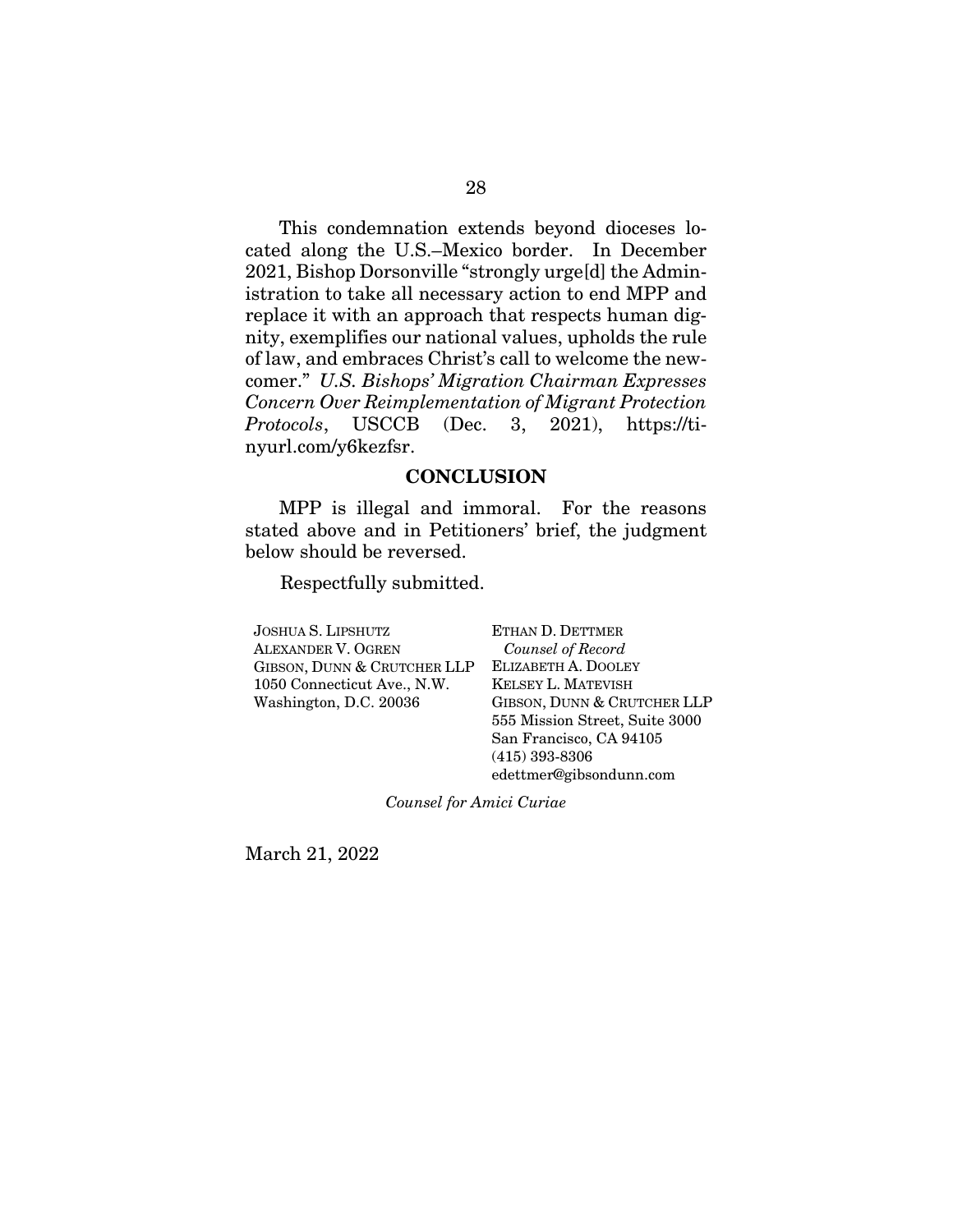This condemnation extends beyond dioceses located along the U.S.–Mexico border. In December 2021, Bishop Dorsonville "strongly urge[d] the Administration to take all necessary action to end MPP and replace it with an approach that respects human dignity, exemplifies our national values, upholds the rule of law, and embraces Christ's call to welcome the newcomer." *U.S. Bishops' Migration Chairman Expresses Concern Over Reimplementation of Migrant Protection Protocols*, USCCB (Dec. 3, 2021), https://tinyurl.com/y6kezfsr.

## CONCLUSION

MPP is illegal and immoral. For the reasons stated above and in Petitioners' brief, the judgment below should be reversed.

Respectfully submitted.

JOSHUA S. LIPSHUTZ
ALEXANDER V. OGREN
GIBSON, DUNN & CRUTCHER LLP
1050 Connecticut Ave., N.W.
Washington, D.C. 20036

ETHAN D. DETTMER
*Counsel of Record*
ELIZABETH A. DOOLEY
KELSEY L. MATEVISH
GIBSON, DUNN & CRUTCHER LLP
555 Mission Street, Suite 3000
San Francisco, CA 94105
(415) 393-8306
edettmer@gibsondunn.com

*Counsel for Amici Curiae*

March 21, 2022